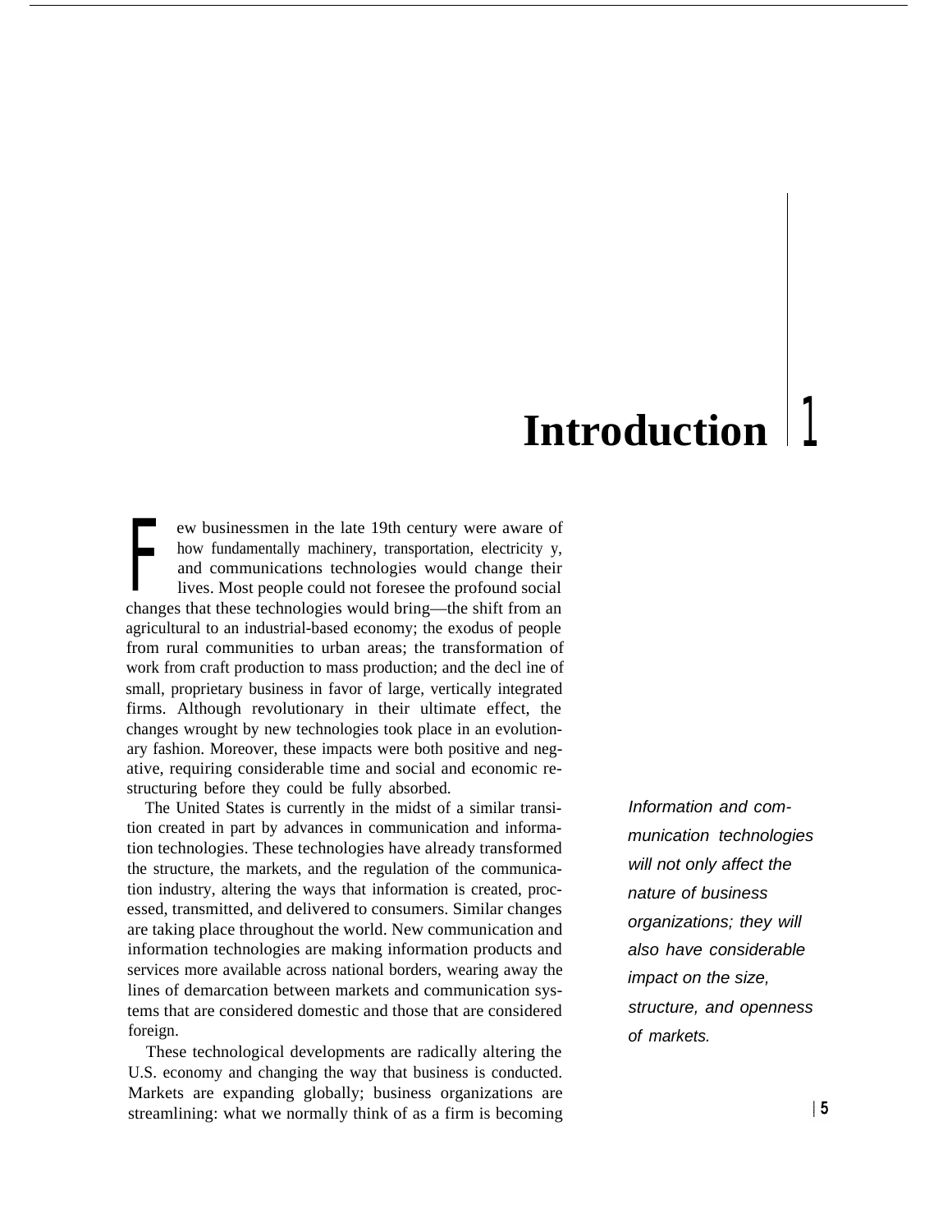# Introduction 1

Few businessmen in the late 19th century were aware of how fundamentally machinery, transportation, electricity y, and communications technologies would change their lives. Most people could not foresee the profound social changes that these technologies would bring—the shift from an agricultural to an industrial-based economy; the exodus of people from rural communities to urban areas; the transformation of work from craft production to mass production; and the decl ine of small, proprietary business in favor of large, vertically integrated firms. Although revolutionary in their ultimate effect, the changes wrought by new technologies took place in an evolutionary fashion. Moreover, these impacts were both positive and negative, requiring considerable time and social and economic restructuring before they could be fully absorbed.

The United States is currently in the midst of a similar transition created in part by advances in communication and information technologies. These technologies have already transformed the structure, the markets, and the regulation of the communication industry, altering the ways that information is created, processed, transmitted, and delivered to consumers. Similar changes are taking place throughout the world. New communication and information technologies are making information products and services more available across national borders, wearing away the lines of demarcation between markets and communication systems that are considered domestic and those that are considered foreign.

*Information and communication technologies will not only affect the nature of business organizations; they will also have considerable impact on the size, structure, and openness of markets.*

These technological developments are radically altering the U.S. economy and changing the way that business is conducted. Markets are expanding globally; business organizations are streamlining: what we normally think of as a firm is becoming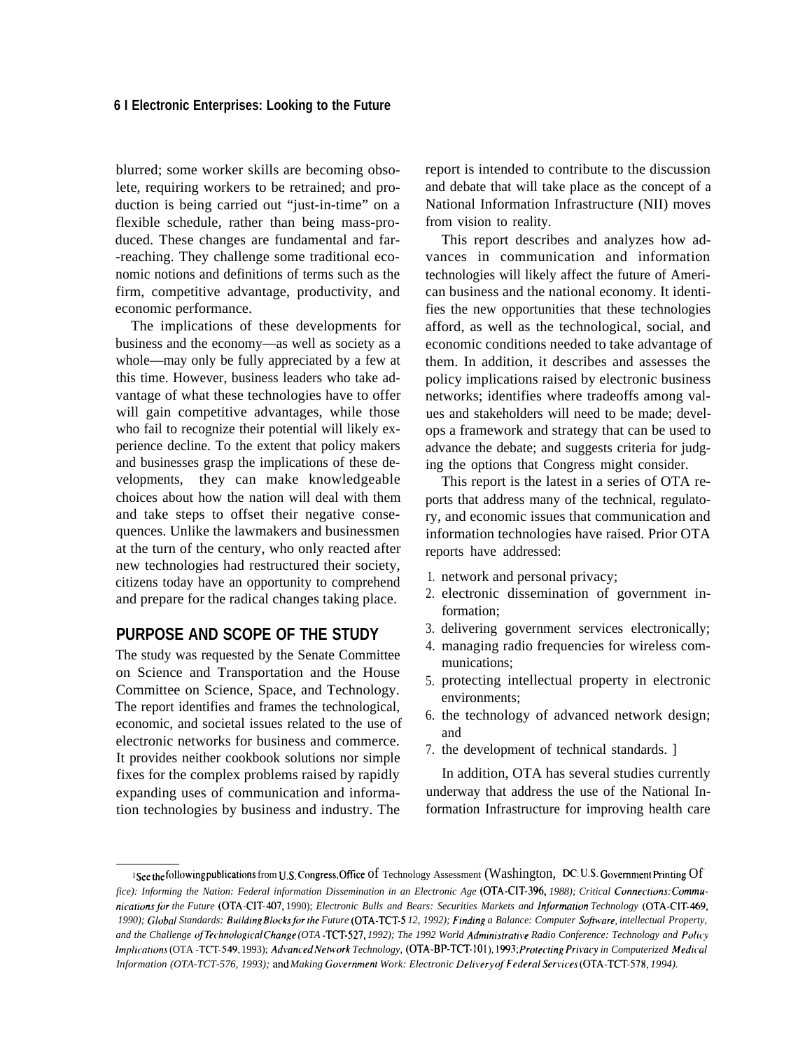blurred; some worker skills are becoming obsolete, requiring workers to be retrained; and production is being carried out "just-in-time" on a flexible schedule, rather than being mass-produced. These changes are fundamental and far-reaching. They challenge some traditional economic notions and definitions of terms such as the firm, competitive advantage, productivity, and economic performance.

The implications of these developments for business and the economy—as well as society as a whole—may only be fully appreciated by a few at this time. However, business leaders who take advantage of what these technologies have to offer will gain competitive advantages, while those who fail to recognize their potential will likely experience decline. To the extent that policy makers and businesses grasp the implications of these developments, they can make knowledgeable choices about how the nation will deal with them and take steps to offset their negative consequences. Unlike the lawmakers and businessmen at the turn of the century, who only reacted after new technologies had restructured their society, citizens today have an opportunity to comprehend and prepare for the radical changes taking place.

## PURPOSE AND SCOPE OF THE STUDY

The study was requested by the Senate Committee on Science and Transportation and the House Committee on Science, Space, and Technology. The report identifies and frames the technological, economic, and societal issues related to the use of electronic networks for business and commerce. It provides neither cookbook solutions nor simple fixes for the complex problems raised by rapidly expanding uses of communication and information technologies by business and industry. The report is intended to contribute to the discussion and debate that will take place as the concept of a National Information Infrastructure (NII) moves from vision to reality.

This report describes and analyzes how advances in communication and information technologies will likely affect the future of American business and the national economy. It identifies the new opportunities that these technologies afford, as well as the technological, social, and economic conditions needed to take advantage of them. In addition, it describes and assesses the policy implications raised by electronic business networks; identifies where tradeoffs among values and stakeholders will need to be made; develops a framework and strategy that can be used to advance the debate; and suggests criteria for judging the options that Congress might consider.

This report is the latest in a series of OTA reports that address many of the technical, regulatory, and economic issues that communication and information technologies have raised. Prior OTA reports have addressed:

1. network and personal privacy;
2. electronic dissemination of government information;
3. delivering government services electronically;
4. managing radio frequencies for wireless communications;
5. protecting intellectual property in electronic environments;
6. the technology of advanced network design; and
7. the development of technical standards.[1]

In addition, OTA has several studies currently underway that address the use of the National Information Infrastructure for improving health care

---

[1] See the following publications from U.S. Congress, Office of Technology Assessment (Washington, DC: U.S. Government Printing Office): *Informing the Nation: Federal information Dissemination in an Electronic Age* (OTA-CIT-396, 1988); *Critical Connections: Communications for the Future* (OTA-CIT-407, 1990); *Electronic Bulls and Bears: Securities Markets and Information Technology* (OTA-CIT-469, 1990); *Global Standards: Building Blocks for the Future* (OTA-TCT-512, 1992); *Finding a Balance: Computer Software, intellectual Property, and the Challenge of Technological Change* (OTA-TCT-527, 1992); *The 1992 World Administrative Radio Conference: Technology and Policy Implications* (OTA-TCT-549, 1993); *Advanced Network Technology*, (OTA-BP-TCT-101), 1993; *Protecting Privacy in Computerized Medical Information* (OTA-TCT-576, 1993); and *Making Government Work: Electronic Delivery of Federal Services* (OTA-TCT-578, 1994).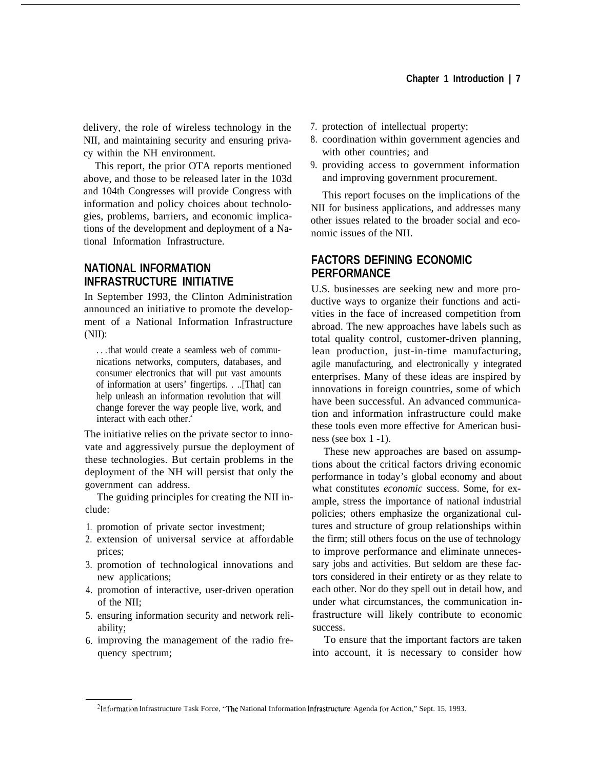delivery, the role of wireless technology in the NII, and maintaining security and ensuring privacy within the NH environment.

This report, the prior OTA reports mentioned above, and those to be released later in the 103d and 104th Congresses will provide Congress with information and policy choices about technologies, problems, barriers, and economic implications of the development and deployment of a National Information Infrastructure.

## NATIONAL INFORMATION INFRASTRUCTURE INITIATIVE

In September 1993, the Clinton Administration announced an initiative to promote the development of a National Information Infrastructure (NII):

> . . .that would create a seamless web of communications networks, computers, databases, and consumer electronics that will put vast amounts of information at users' fingertips. . ..[That] can help unleash an information revolution that will change forever the way people live, work, and interact with each other.[2]

The initiative relies on the private sector to innovate and aggressively pursue the deployment of these technologies. But certain problems in the deployment of the NH will persist that only the government can address.

The guiding principles for creating the NII include:

1. promotion of private sector investment;
2. extension of universal service at affordable prices;
3. promotion of technological innovations and new applications;
4. promotion of interactive, user-driven operation of the NII;
5. ensuring information security and network reliability;
6. improving the management of the radio frequency spectrum;
7. protection of intellectual property;
8. coordination within government agencies and with other countries; and
9. providing access to government information and improving government procurement.

This report focuses on the implications of the NII for business applications, and addresses many other issues related to the broader social and economic issues of the NII.

## FACTORS DEFINING ECONOMIC PERFORMANCE

U.S. businesses are seeking new and more productive ways to organize their functions and activities in the face of increased competition from abroad. The new approaches have labels such as total quality control, customer-driven planning, lean production, just-in-time manufacturing, agile manufacturing, and electronically y integrated enterprises. Many of these ideas are inspired by innovations in foreign countries, some of which have been successful. An advanced communication and information infrastructure could make these tools even more effective for American business (see box 1 -1).

These new approaches are based on assumptions about the critical factors driving economic performance in today's global economy and about what constitutes *economic* success. Some, for example, stress the importance of national industrial policies; others emphasize the organizational cultures and structure of group relationships within the firm; still others focus on the use of technology to improve performance and eliminate unnecessary jobs and activities. But seldom are these factors considered in their entirety or as they relate to each other. Nor do they spell out in detail how, and under what circumstances, the communication infrastructure will likely contribute to economic success.

To ensure that the important factors are taken into account, it is necessary to consider how

---

[2] Information Infrastructure Task Force, "The National Information Infrastructure: Agenda for Action," Sept. 15, 1993.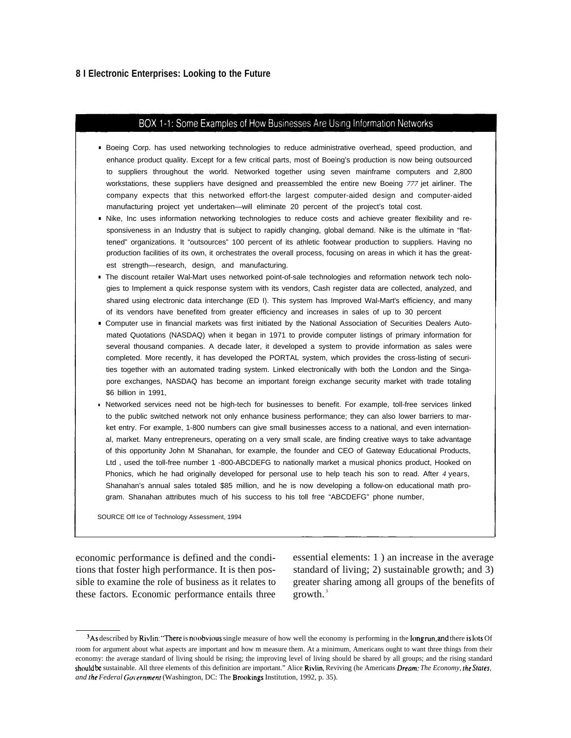## BOX 1-1: Some Examples of How Businesses Are Using Information Networks

- Boeing Corp. has used networking technologies to reduce administrative overhead, speed production, and enhance product quality. Except for a few critical parts, most of Boeing's production is now being outsourced to suppliers throughout the world. Networked together using seven mainframe computers and 2,800 workstations, these suppliers have designed and preassembled the entire new Boeing *777* jet airliner. The company expects that this networked effort-the largest computer-aided design and computer-aided manufacturing project yet undertaken—will eliminate 20 percent of the project's total cost.
- Nike, Inc uses information networking technologies to reduce costs and achieve greater flexibility and responsiveness in an Industry that is subject to rapidly changing, global demand. Nike is the ultimate in "flattened" organizations. It "outsources" 100 percent of its athletic footwear production to suppliers. Having no production facilities of its own, it orchestrates the overall process, focusing on areas in which it has the greatest strength—research, design, and manufacturing.
- The discount retailer Wal-Mart uses networked point-of-sale technologies and reformation network tech nologies to Implement a quick response system with its vendors, Cash register data are collected, analyzed, and shared using electronic data interchange (ED I). This system has Improved Wal-Mart's efficiency, and many of its vendors have benefited from greater efficiency and increases in sales of up to 30 percent
- Computer use in financial markets was first initiated by the National Association of Securities Dealers Automated Quotations (NASDAQ) when it began in 1971 to provide computer Iistings of primary information for several thousand companies. A decade later, it developed a system to provide information as sales were completed. More recently, it has developed the PORTAL system, which provides the cross-listing of securities together with an automated trading system. Linked electronically with both the London and the Singapore exchanges, NASDAQ has become an important foreign exchange security market with trade totaling $6 billion in 1991,
- Networked services need not be high-tech for businesses to benefit. For example, toll-free services linked to the public switched network not only enhance business performance; they can also lower barriers to market entry. For example, 1-800 numbers can give small businesses access to a national, and even international, market. Many entrepreneurs, operating on a very small scale, are finding creative ways to take advantage of this opportunity John M Shanahan, for example, the founder and CEO of Gateway Educational Products, Ltd , used the toll-free number 1 -800-ABCDEFG to nationally market a musical phonics product, Hooked on Phonics, which he had originally developed for personal use to help teach his son to read. After *4* years, Shanahan's annual sales totaled $85 million, and he is now developing a follow-on educational math program. Shanahan attributes much of his success to his toll free "ABCDEFG" phone number,

SOURCE Off Ice of Technology Assessment, 1994

economic performance is defined and the conditions that foster high performance. It is then possible to examine the role of business as it relates to these factors. Economic performance entails three essential elements: 1 ) an increase in the average standard of living; 2) sustainable growth; and 3) greater sharing among all groups of the benefits of growth.[3]

---

[3] As described by Rivlin: "There is no obvious single measure of how well the economy is performing in the long run, and there is lots Of room for argument about what aspects are important and how m measure them. At a minimum, Americans ought to want three things from their economy: the average standard of living should be rising; the improving level of living should be shared by all groups; and the rising standard should be sustainable. All three elements of this definition are important." Alice Rivlin, Reviving (he Americans *Dream: The Economy, the States, and the Federal Government* (Washington, DC: The Brookings Institution, 1992, p. 35).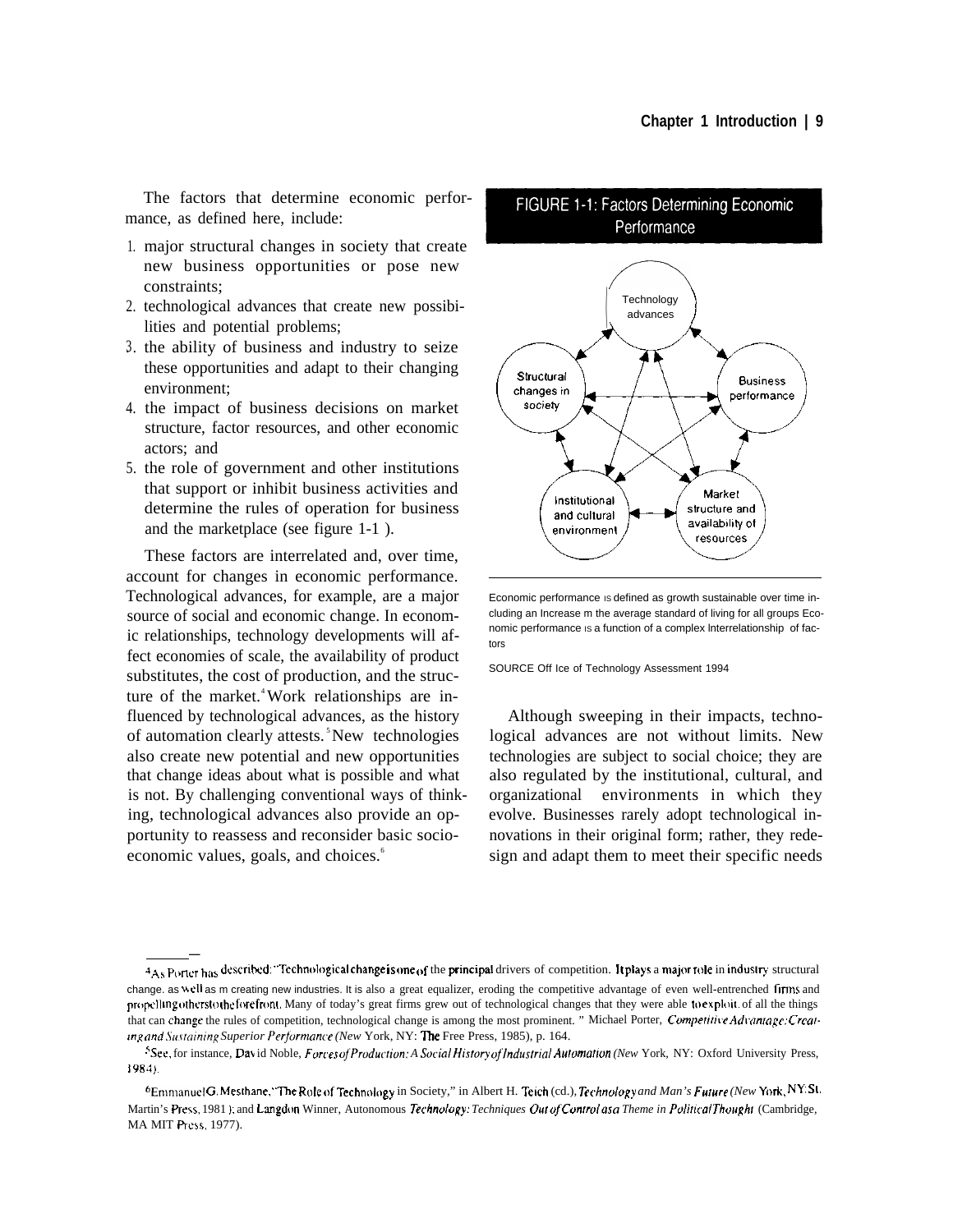The factors that determine economic performance, as defined here, include:

1. major structural changes in society that create new business opportunities or pose new constraints;
2. technological advances that create new possibilities and potential problems;
3. the ability of business and industry to seize these opportunities and adapt to their changing environment;
4. the impact of business decisions on market structure, factor resources, and other economic actors; and
5. the role of government and other institutions that support or inhibit business activities and determine the rules of operation for business and the marketplace (see figure 1-1 ).

These factors are interrelated and, over time, account for changes in economic performance. Technological advances, for example, are a major source of social and economic change. In economic relationships, technology developments will affect economies of scale, the availability of product substitutes, the cost of production, and the structure of the market.[4] Work relationships are influenced by technological advances, as the history of automation clearly attests.[5] New technologies also create new potential and new opportunities that change ideas about what is possible and what is not. By challenging conventional ways of thinking, technological advances also provide an opportunity to reassess and reconsider basic socioeconomic values, goals, and choices.[6]

## FIGURE 1-1: Factors Determining Economic Performance

Technology advances; Structural changes in society; Business performance; Institutional and cultural environment; Market structure and availability of resources

Economic performance is defined as growth sustainable over time including an increase in the average standard of living for all groups Economic performance is a function of a complex interrelationship of factors

SOURCE Office of Technology Assessment 1994

Although sweeping in their impacts, technological advances are not without limits. New technologies are subject to social choice; they are also regulated by the institutional, cultural, and organizational environments in which they evolve. Businesses rarely adopt technological innovations in their original form; rather, they redesign and adapt them to meet their specific needs

---

[4] As Porter has described: "Technological change is one of the principal drivers of competition. It plays a major role in industry structural change. as well as in creating new industries. It is also a great equalizer, eroding the competitive advantage of even well-entrenched firms and propelling others to the forefront. Many of today's great firms grew out of technological changes that they were able to exploit. of all the things that can change the rules of competition, technological change is among the most prominent. " Michael Porter, *Competitive Advantage: Creating and Sustaining Superior Performance (New* York, NY: The Free Press, 1985), p. 164.

[5] See, for instance, David Noble, *Forces of Production: A Social History of Industrial Automation (New* York, NY: Oxford University Press, 1984).

[6] Emmanuel G. Mesthane, "The Role of Technology in Society," in Albert H. Teich (cd.), *Technology and Man's Future (New* York, NY: St. Martin's Press, 1981 ); and Langdon Winner, Autonomous *Technology: Techniques Out of Control as a Theme in Political Thought* (Cambridge, MA MIT Press, 1977).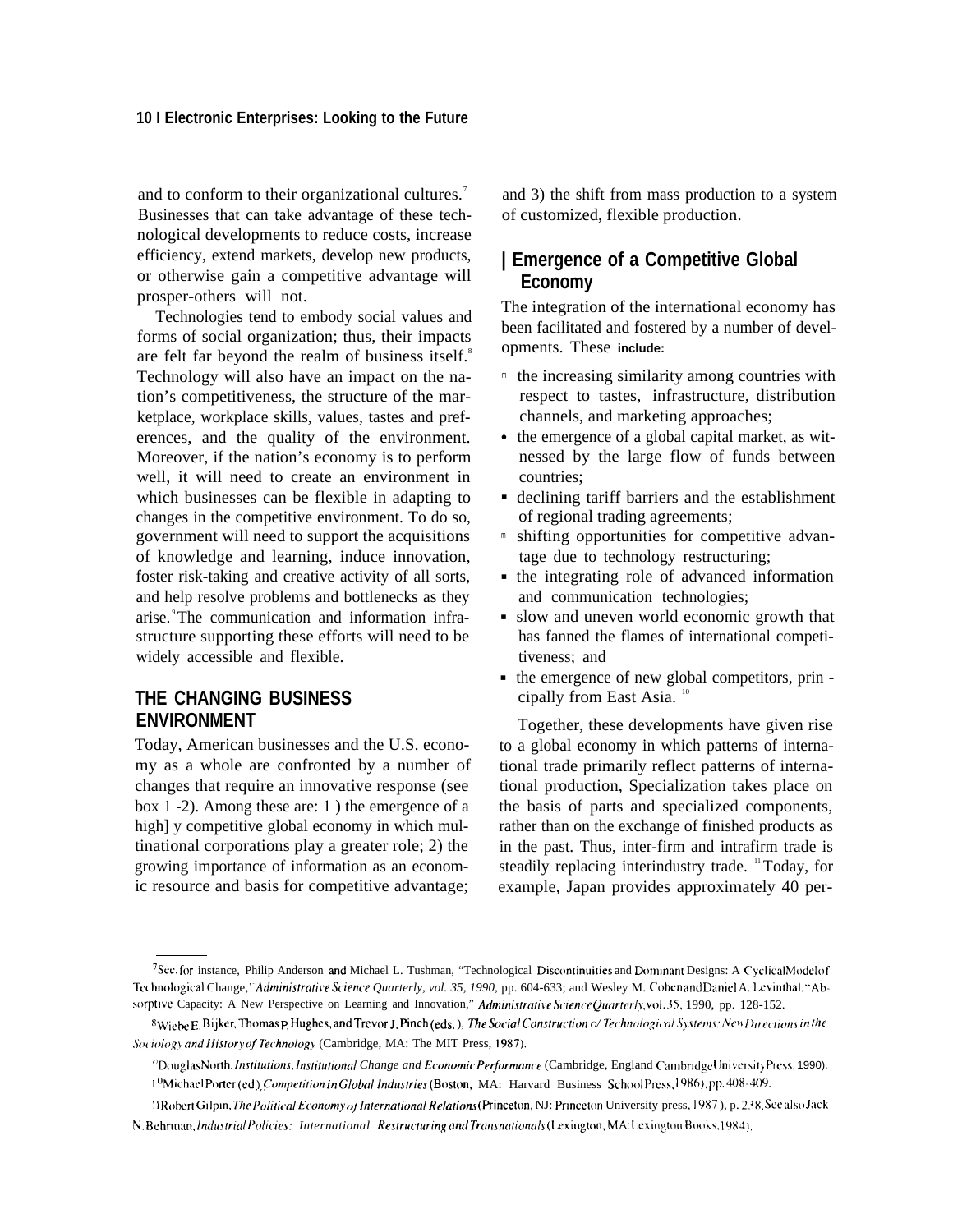and to conform to their organizational cultures.[7] Businesses that can take advantage of these technological developments to reduce costs, increase efficiency, extend markets, develop new products, or otherwise gain a competitive advantage will prosper-others will not.

Technologies tend to embody social values and forms of social organization; thus, their impacts are felt far beyond the realm of business itself.[8] Technology will also have an impact on the nation's competitiveness, the structure of the marketplace, workplace skills, values, tastes and preferences, and the quality of the environment. Moreover, if the nation's economy is to perform well, it will need to create an environment in which businesses can be flexible in adapting to changes in the competitive environment. To do so, government will need to support the acquisitions of knowledge and learning, induce innovation, foster risk-taking and creative activity of all sorts, and help resolve problems and bottlenecks as they arise.[9] The communication and information infrastructure supporting these efforts will need to be widely accessible and flexible.

## THE CHANGING BUSINESS ENVIRONMENT

Today, American businesses and the U.S. economy as a whole are confronted by a number of changes that require an innovative response (see box 1 -2). Among these are: 1 ) the emergence of a highl y competitive global economy in which multinational corporations play a greater role; 2) the growing importance of information as an economic resource and basis for competitive advantage; and 3) the shift from mass production to a system of customized, flexible production.

### Emergence of a Competitive Global Economy

The integration of the international economy has been facilitated and fostered by a number of developments. These include:

- the increasing similarity among countries with respect to tastes, infrastructure, distribution channels, and marketing approaches;
- the emergence of a global capital market, as witnessed by the large flow of funds between countries;
- declining tariff barriers and the establishment of regional trading agreements;
- shifting opportunities for competitive advantage due to technology restructuring;
- the integrating role of advanced information and communication technologies;
- slow and uneven world economic growth that has fanned the flames of international competitiveness; and
- the emergence of new global competitors, principally from East Asia.[10]

Together, these developments have given rise to a global economy in which patterns of international trade primarily reflect patterns of international production, Specialization takes place on the basis of parts and specialized components, rather than on the exchange of finished products as in the past. Thus, inter-firm and intrafirm trade is steadily replacing interindustry trade.[11] Today, for example, Japan provides approximately 40 per-

---

[7] See, for instance, Philip Anderson and Michael L. Tushman, "Technological Discontinuities and Dominant Designs: A Cyclical Model of Technological Change," *Administrative Science Quarterly, vol. 35, 1990,* pp. 604-633; and Wesley M. Cohen and Daniel A. Levinthal, "Absorptive Capacity: A New Perspective on Learning and Innovation," *Administrative Science Quarterly,* vol. 35, 1990, pp. 128-152.

[8] Wiebe E. Bijker, Thomas P. Hughes, and Trevor J. Pinch (eds.), *The Social Construction of Technological Systems: New Directions in the Sociology and History of Technology* (Cambridge, MA: The MIT Press, 1987).

[9] Douglas North, *Institutions, Institutional Change and Economic Performance* (Cambridge, England Cambridge University Press, 1990).

[10] Michael Porter (ed.), *Competition in Global Industries* (Boston, MA: Harvard Business School Press, 1986), pp. 408-409.

[11] Robert Gilpin, *The Political Economy of International Relations* (Princeton, NJ: Princeton University press, 1987), p. 238. See also Jack N. Behrman, *Industrial Policies: International Restructuring and Transnationals* (Lexington, MA: Lexington Books, 1984).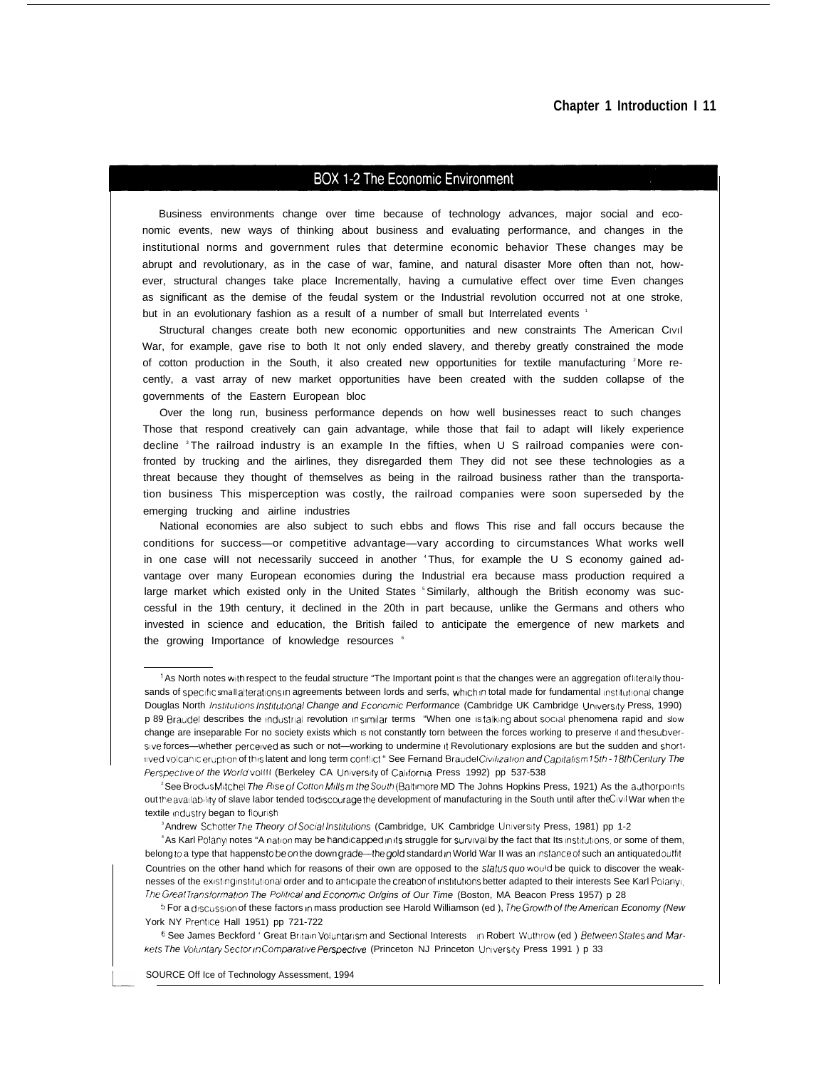## BOX 1-2 The Economic Environment

Business environments change over time because of technology advances, major social and economic events, new ways of thinking about business and evaluating performance, and changes in the institutional norms and government rules that determine economic behavior These changes may be abrupt and revolutionary, as in the case of war, famine, and natural disaster More often than not, however, structural changes take place Incrementally, having a cumulative effect over time Even changes as significant as the demise of the feudal system or the Industrial revolution occurred not at one stroke, but in an evolutionary fashion as a result of a number of small but Interrelated events [1]

Structural changes create both new economic opportunities and new constraints The American Civil War, for example, gave rise to both It not only ended slavery, and thereby greatly constrained the mode of cotton production in the South, it also created new opportunities for textile manufacturing [2] More recently, a vast array of new market opportunities have been created with the sudden collapse of the governments of the Eastern European bloc

Over the long run, business performance depends on how well businesses react to such changes Those that respond creatively can gain advantage, while those that fail to adapt wilI likely experience decline [3] The railroad industry is an example In the fifties, when U S railroad companies were confronted by trucking and the airlines, they disregarded them They did not see these technologies as a threat because they thought of themselves as being in the railroad business rather than the transportation business This misperception was costly, the railroad companies were soon superseded by the emerging trucking and airline industries

National economies are also subject to such ebbs and flows This rise and fall occurs because the conditions for success—or competitive advantage—vary according to circumstances What works well in one case wilI not necessarily succeed in another [4] Thus, for example the U S economy gained advantage over many European economies during the Industrial era because mass production required a large market which existed only in the United States [5] Similarly, although the British economy was successful in the 19th century, it declined in the 20th in part because, unlike the Germans and others who invested in science and education, the British failed to anticipate the emergence of new markets and the growing Importance of knowledge resources [6]

---

[1] As North notes with respect to the feudal structure "The Important point is that the changes were an aggregation of literally thousands of specific small alterations in agreements between lords and serfs, which in total made for fundamental institutional change Douglas North *Institutions Institutional Change and Economic Performance* (Cambridge UK Cambridge University Press, 1990) p 89 Braudel describes the industrial revolution in similar terms "When one is talking about social phenomena rapid and slow change are inseparable For no society exists which is not constantly torn between the forces working to preserve it and the subversive forces—whether perceived as such or not—working to undermine it Revolutionary explosions are but the sudden and short-lived volcanic eruption of this latent and long term conflict " See Fernand Braudel *Civilization and Capitalism 15th - 18th Century The Perspective of the World* vol III (Berkeley CA University of California Press 1992) pp 537-538

[2] See Brodus Mitchel *The Rise of Cotton Mills in the South* (Baltimore MD The Johns Hopkins Press, 1921) As the author points out the availability of slave labor tended to discourage the development of manufacturing in the South until after the Civil War when the textile industry began to flourish

[3] Andrew Schotter *The Theory of Social Institutions* (Cambridge, UK Cambridge University Press, 1981) pp 1-2

[4] As Karl Polanyi notes "A nation may be handicapped in its struggle for survival by the fact that Its institutions, or some of them, belong to a type that happens to be on the down grade—the gold standard in World War II was an instance of such an antiquated outfit Countries on the other hand which for reasons of their own are opposed to the *status quo* would be quick to discover the weaknesses of the existing institutional order and to anticipate the creation of institutions better adapted to their interests See Karl Polanyi, *The Great Transformation The Political and Economic Origins of Our Time* (Boston, MA Beacon Press 1957) p 28

[5] For a discussion of these factors in mass production see Harold Williamson (ed ), *The Growth of the American Economy* (New York NY Prentice Hall 1951) pp 721-722

[6] See James Beckford ' Great Britain Voluntarism and Sectional Interests in Robert Wuthrow (ed ) *Between States and Markets The Voluntary Sector in Comparative Perspective* (Princeton NJ Princeton University Press 1991 ) p 33

SOURCE Off Ice of Technology Assessment, 1994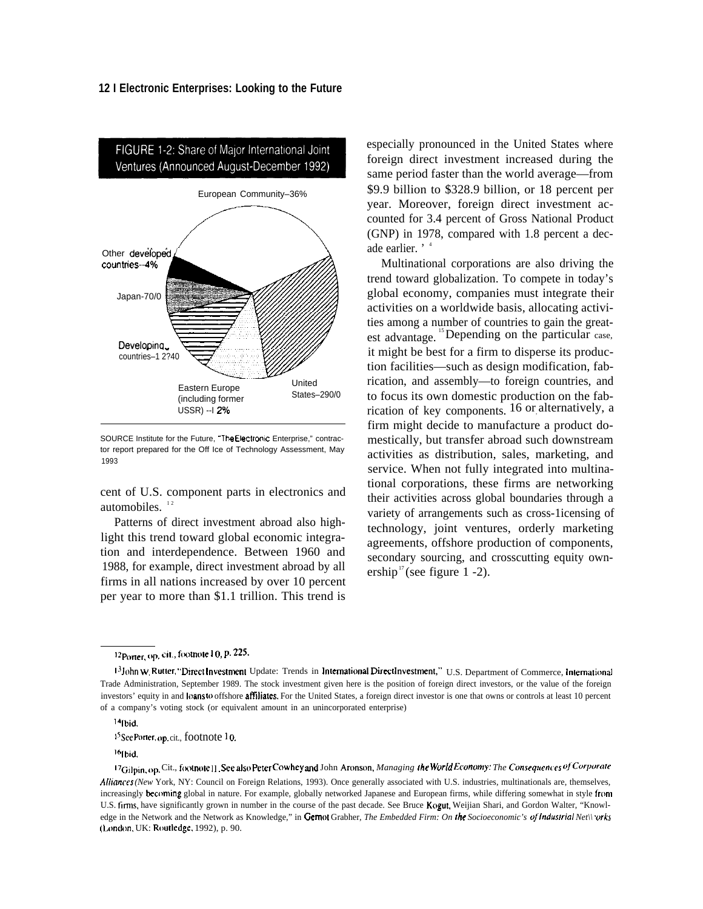FIGURE 1-2: Share of Major International Joint Ventures (Announced August-December 1992)

European Community–36%

Other developed countries–4%

Japan-70/0

Developing countries–1 2?40

Eastern Europe (including former USSR) --I 2%

United States–290/0

SOURCE Institute for the Future, "The Electronic Enterprise," contractor report prepared for the Off Ice of Technology Assessment, May 1993

cent of U.S. component parts in electronics and automobiles.[12]

Patterns of direct investment abroad also highlight this trend toward global economic integration and interdependence. Between 1960 and 1988, for example, direct investment abroad by all firms in all nations increased by over 10 percent per year to more than $1.1 trillion. This trend is especially pronounced in the United States where foreign direct investment increased during the same period faster than the world average—from $9.9 billion to $328.9 billion, or 18 percent per year. Moreover, foreign direct investment accounted for 3.4 percent of Gross National Product (GNP) in 1978, compared with 1.8 percent a decade earlier.[14]

Multinational corporations are also driving the trend toward globalization. To compete in today's global economy, companies must integrate their activities on a worldwide basis, allocating activities among a number of countries to gain the greatest advantage.[15] Depending on the particular case, it might be best for a firm to disperse its production facilities—such as design modification, fabrication, and assembly—to foreign countries, and to focus its own domestic production on the fabrication of key components.[16] or, alternatively, a firm might decide to manufacture a product domestically, but transfer abroad such downstream activities as distribution, sales, marketing, and service. When not fully integrated into multinational corporations, these firms are networking their activities across global boundaries through a variety of arrangements such as cross-licensing of technology, joint ventures, orderly marketing agreements, offshore production of components, secondary sourcing, and crosscutting equity ownership[17] (see figure 1-2).

---

[12] Porter, op. cit., footnote 10, p. 225.

[13] John W. Rutter, "Direct Investment Update: Trends in International Direct Investment," U.S. Department of Commerce, International Trade Administration, September 1989. The stock investment given here is the position of foreign direct investors, or the value of the foreign investors' equity in and loans to offshore affiliates. For the United States, a foreign direct investor is one that owns or controls at least 10 percent of a company's voting stock (or equivalent amount in an unincorporated enterprise)

[14] Ibid.

[15] See Porter, op. cit., footnote 10.

[16] Ibid.

[17] Gilpin, op. Cit., footnote 11. See also Peter Cowhey and John Aronson, *Managing the World Economy: The Consequences of Corporate Alliances* (New York, NY: Council on Foreign Relations, 1993). Once generally associated with U.S. industries, multinationals are, themselves, increasingly becoming global in nature. For example, globally networked Japanese and European firms, while differing somewhat in style from U.S. firms, have significantly grown in number in the course of the past decade. See Bruce Kogut, Weijian Shari, and Gordon Walter, "Knowledge in the Network and the Network as Knowledge," in Gernot Grabher, *The Embedded Firm: On the Socioeconomic's of Industrial Networks* (London, UK: Routledge, 1992), p. 90.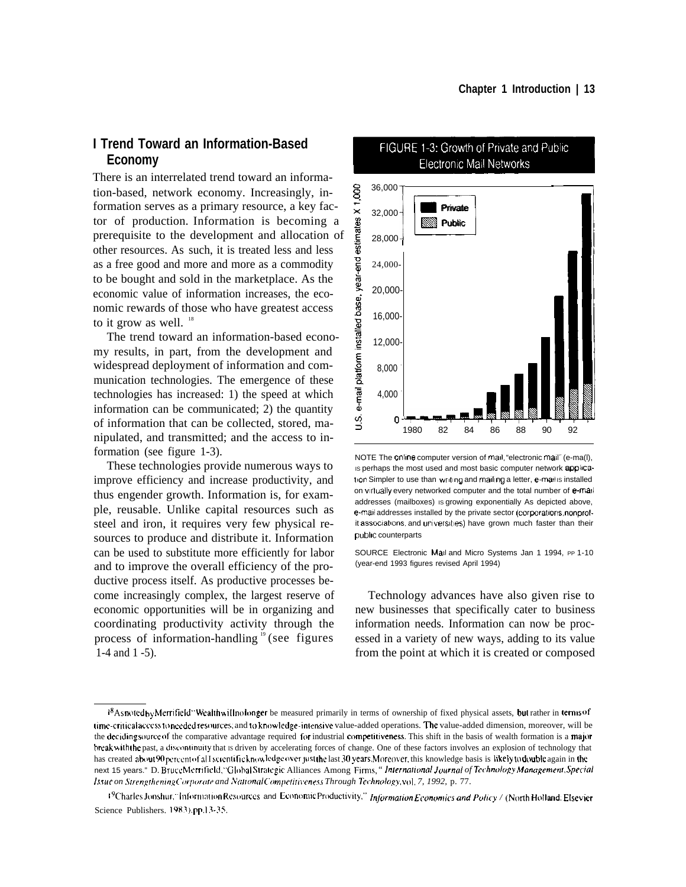## Trend Toward an Information-Based Economy

There is an interrelated trend toward an information-based, network economy. Increasingly, information serves as a primary resource, a key factor of production. Information is becoming a prerequisite to the development and allocation of other resources. As such, it is treated less and less as a free good and more and more as a commodity to be bought and sold in the marketplace. As the economic value of information increases, the economic rewards of those who have greatest access to it grow as well.[18]

The trend toward an information-based economy results, in part, from the development and widespread deployment of information and communication technologies. The emergence of these technologies has increased: 1) the speed at which information can be communicated; 2) the quantity of information that can be collected, stored, manipulated, and transmitted; and the access to information (see figure 1-3).

These technologies provide numerous ways to improve efficiency and increase productivity, and thus engender growth. Information is, for example, reusable. Unlike capital resources such as steel and iron, it requires very few physical resources to produce and distribute it. Information can be used to substitute more efficiently for labor and to improve the overall efficiency of the productive process itself. As productive processes become increasingly complex, the largest reserve of economic opportunities will be in organizing and coordinating productivity activity through the process of information-handling[19] (see figures 1-4 and 1-5).

**FIGURE 1-3: Growth of Private and Public Electronic Mail Networks**

NOTE The online computer version of mail, "electronic mail" (e-mail), is perhaps the most used and most basic computer network application Simpler to use than writing and mailing a letter, e-mail is installed on virtually every networked computer and the total number of e-mail addresses (mailboxes) is growing exponentially As depicted above, e-mail addresses installed by the private sector (corporations, nonprofit associations, and universities) have grown much faster than their public counterparts

SOURCE Electronic Mail and Micro Systems Jan 1 1994, pp 1-10 (year-end 1993 figures revised April 1994)

Technology advances have also given rise to new businesses that specifically cater to business information needs. Information can now be processed in a variety of new ways, adding to its value from the point at which it is created or composed

---

[18] As noted by Merrifield "Wealth will no longer be measured primarily in terms of ownership of fixed physical assets, but rather in terms of time-critical access to needed resources, and to knowledge-intensive value-added operations. The value-added dimension, moreover, will be the deciding source of the comparative advantage required for industrial competitiveness. This shift in the basis of wealth formation is a major break with the past, a discontinuity that is driven by accelerating forces of change. One of these factors involves an explosion of technology that has created about 90 percent of all scientific knowledge over just the last 30 years. Moreover, this knowledge basis is likely to double again in the next 15 years." D. Bruce Merrifield, "Global Strategic Alliances Among Firms," *International Journal of Technology Management, Special Issue on Strengthening Corporate and National Competitiveness Through Technology*, vol. 7, 1992, p. 77.

[19] Charles Jonshur, "Information Resources and Economic Productivity," *Information Economics and Policy* / (North Holland: Elsevier Science Publishers. 1983), pp. 13-35.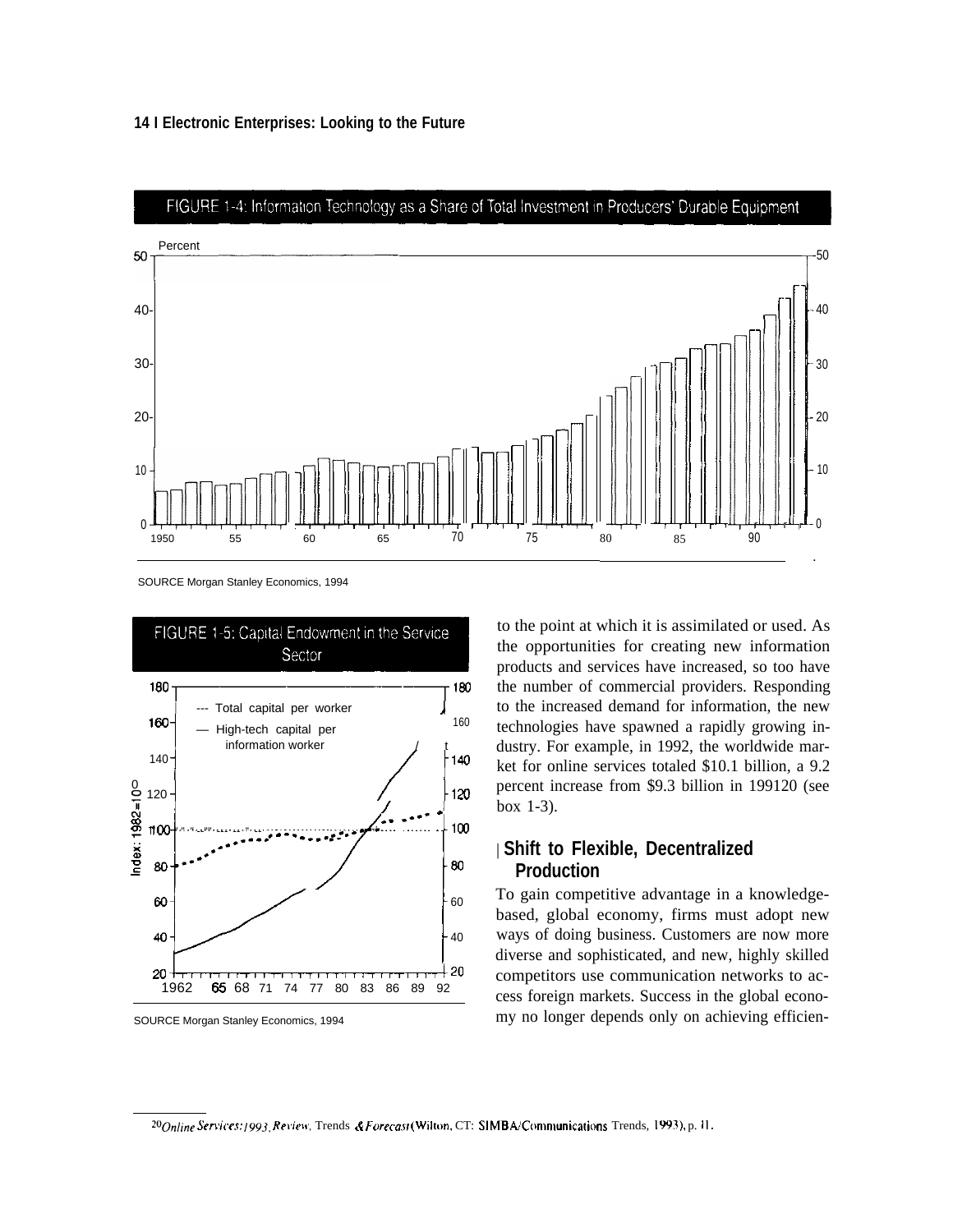FIGURE 1-4: Information Technology as a Share of Total Investment in Producers' Durable Equipment

SOURCE Morgan Stanley Economics, 1994

FIGURE 1-5: Capital Endowment in the Service Sector

SOURCE Morgan Stanley Economics, 1994

to the point at which it is assimilated or used. As the opportunities for creating new information products and services have increased, so too have the number of commercial providers. Responding to the increased demand for information, the new technologies have spawned a rapidly growing industry. For example, in 1992, the worldwide market for online services totaled $10.1 billion, a 9.2 percent increase from $9.3 billion in 1991[20] (see box 1-3).

## Shift to Flexible, Decentralized Production

To gain competitive advantage in a knowledge-based, global economy, firms must adopt new ways of doing business. Customers are now more diverse and sophisticated, and new, highly skilled competitors use communication networks to access foreign markets. Success in the global economy no longer depends only on achieving efficien-

[20] *Online Services: 1993 Review, Trends & Forecast* (Wilton, CT: SIMBA/Communications Trends, 1993), p. 11.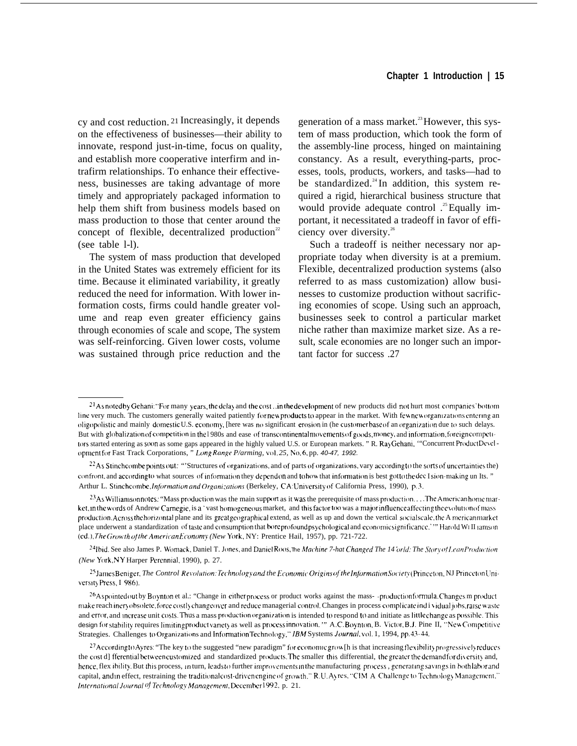cy and cost reduction.[21] Increasingly, it depends on the effectiveness of businesses—their ability to innovate, respond just-in-time, focus on quality, and establish more cooperative interfirm and intrafirm relationships. To enhance their effectiveness, businesses are taking advantage of more timely and appropriately packaged information to help them shift from business models based on mass production to those that center around the concept of flexible, decentralized production[22] (see table 1-1).

The system of mass production that developed in the United States was extremely efficient for its time. Because it eliminated variability, it greatly reduced the need for information. With lower information costs, firms could handle greater volume and reap even greater efficiency gains through economies of scale and scope, The system was self-reinforcing. Given lower costs, volume was sustained through price reduction and the generation of a mass market.[23] However, this system of mass production, which took the form of the assembly-line process, hinged on maintaining constancy. As a result, everything-parts, processes, tools, products, workers, and tasks—had to be standardized.[24] In addition, this system required a rigid, hierarchical business structure that would provide adequate control.[25] Equally important, it necessitated a tradeoff in favor of efficiency over diversity.[26]

Such a tradeoff is neither necessary nor appropriate today when diversity is at a premium. Flexible, decentralized production systems (also referred to as mass customization) allow businesses to customize production without sacrificing economies of scope. Using such an approach, businesses seek to control a particular market niche rather than maximize market size. As a result, scale economies are no longer such an important factor for success.[27]

---

[21] As noted by Gehani: "For many years, the delay and the cost . . in the development of new products did not hurt most companies' bottom line very much. The customers generally waited patiently for new products to appear in the market. With few new organizations entering an oligopolistic and mainly domestic U.S. economy, [here was no significant erosion in (he customer base of an organization due to such delays. But with globalization of competition in the 1980s and ease of transcontinental movements of goods, money, and information, foreign competitors started entering as soon as some gaps appeared in the highly valued U.S. or European markets. " R. Ray Gehani, '"Concurrent Product Development for Fast Track Corporations, " *Long Range Planning*, vol. 25, No. 6, pp. 40-47, 1992.

[22] As Stinchcombe points out: "'Structures of organizations, and of parts of organizations, vary according to the sorts of uncertainties the) confront, and according to what sources of information they depend on and to how that information is best got to the decision-making un Its. " Arthur L. Stinchcombe, *Information and Organizations* (Berkeley, CA: University of California Press, 1990), p. 3.

[23] As Williamson notes: "Mass production was the main support as it was the prerequisite of mass production. . . . The American home market, in the words of Andrew Carnegie, is a 'vast homogeneous market,' and this factor too was a major influence affecting the evolution of mass production. Across the horizontal plane and its great geographical extend, as well as up and down the vertical social scale, the American market place underwent a standardization of taste and consumption that bore profound psychological and economic significance.'" Harold Williamson (ed.), *The Growth of the American Economy* (New York, NY: Prentice Hail, 1957), pp. 721-722.

[24] Ibid. See also James P. Womack, Daniel T. Jones, and Daniel Roos, *The Machine That Changed The World: The Story of Lean Production* (New York, NY Harper Perennial, 1990), p. 27.

[25] James Beniger, *The Control Revolution: Technology and the Economic Origins of the Information Society* (Princeton, NJ Princeton University Press, 1986).

[26] As pointed out by Boynton et al.: "Change in either process or product works against the mass- -production formula. Changes in product make reach inery obsolete, force costly changeover and reduce managerial control. Changes in process complicate individual jobs, raise waste and error, and increase unit costs. Thus a mass production organization is intended to respond to and initiate as little change as possible. This design for stability requires limiting product variety as well as process innovation. '" A.C. Boynton, B. Victor, B.J. Pine II, "New Competitive Strategies. Challenges to Organizations and Information Technology," *IBM Systems Journal*, vol. 1, 1994, pp. 43-44.

[27] According to Ayres: "The key to the suggested "new paradigm" for economic growth is that increasing flexibility progressively reduces the cost differential between customized and standardized products. The smaller this differential, the greater the demand for diversity and, hence, flexibility. But this process, in turn, leads to further improvements in the manufacturing process, generating savings in both labor and capital, and in effect, restraining the traditional cost-driven engine of growth." R.U. Ayres, "CIM A Challenge to Technology Management." *International Journal of Technology Management*, December 1992, p. 21.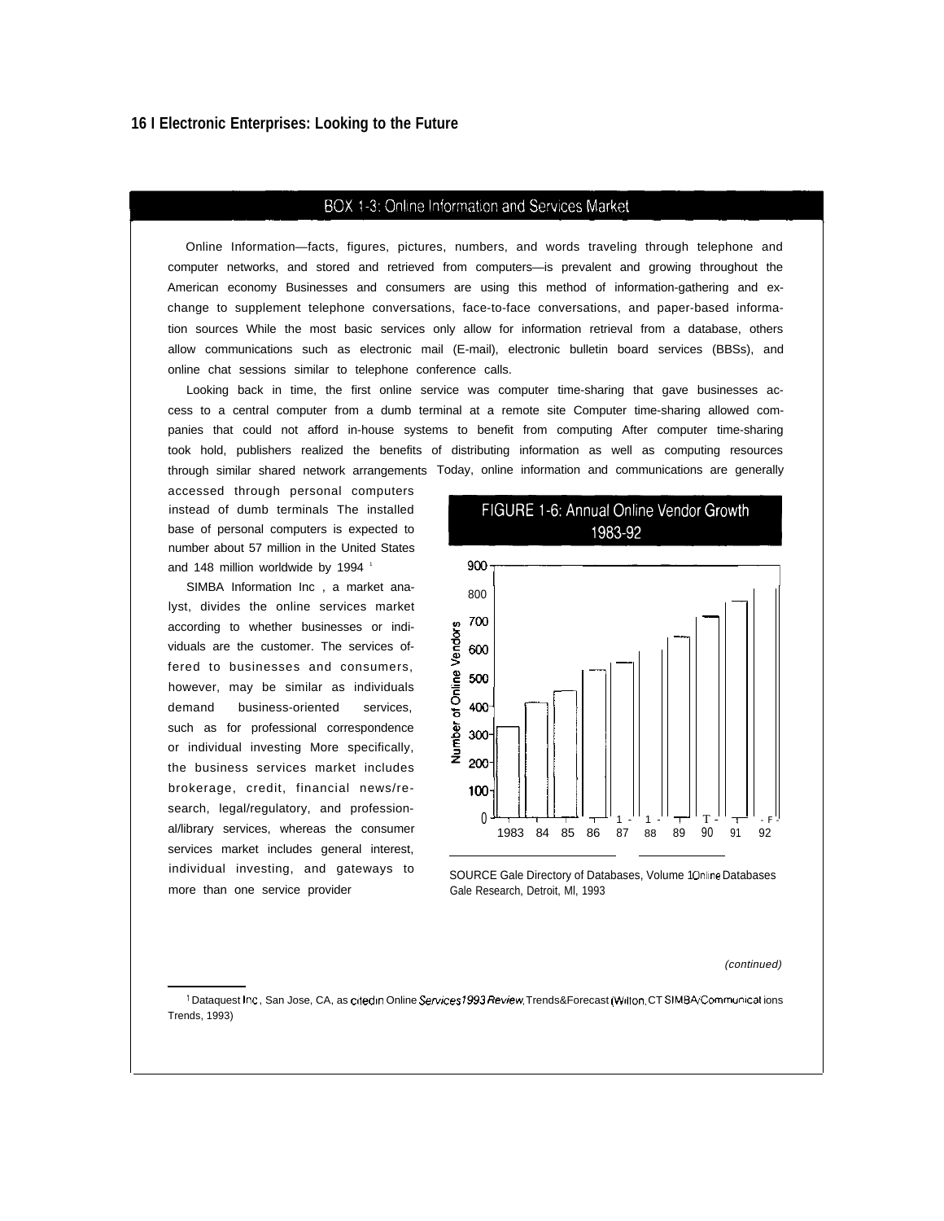## BOX 1-3: Online Information and Services Market

Online Information—facts, figures, pictures, numbers, and words traveling through telephone and computer networks, and stored and retrieved from computers—is prevalent and growing throughout the American economy Businesses and consumers are using this method of information-gathering and exchange to supplement telephone conversations, face-to-face conversations, and paper-based information sources While the most basic services only allow for information retrieval from a database, others allow communications such as electronic mail (E-mail), electronic bulletin board services (BBSs), and online chat sessions similar to telephone conference calls.

Looking back in time, the first online service was computer time-sharing that gave businesses access to a central computer from a dumb terminal at a remote site Computer time-sharing allowed companies that could not afford in-house systems to benefit from computing After computer time-sharing took hold, publishers realized the benefits of distributing information as well as computing resources through similar shared network arrangements Today, online information and communications are generally accessed through personal computers instead of dumb terminals The installed base of personal computers is expected to number about 57 million in the United States and 148 million worldwide by 1994 [1]

SIMBA Information Inc , a market analyst, divides the online services market according to whether businesses or individuals are the customer. The services offered to businesses and consumers, however, may be similar as individuals demand business-oriented services, such as for professional correspondence or individual investing More specifically, the business services market includes brokerage, credit, financial news/research, legal/regulatory, and professional/library services, whereas the consumer services market includes general interest, individual investing, and gateways to more than one service provider

**FIGURE 1-6: Annual Online Vendor Growth 1983-92**

SOURCE Gale Directory of Databases, Volume 1 Online Databases Gale Research, Detroit, MI, 1993

*(continued)*

[1] Dataquest Inc , San Jose, CA, as cited in Online *Services 1993 Review*, Trends & Forecast (Wilton, CT SIMBA/Communications Trends, 1993)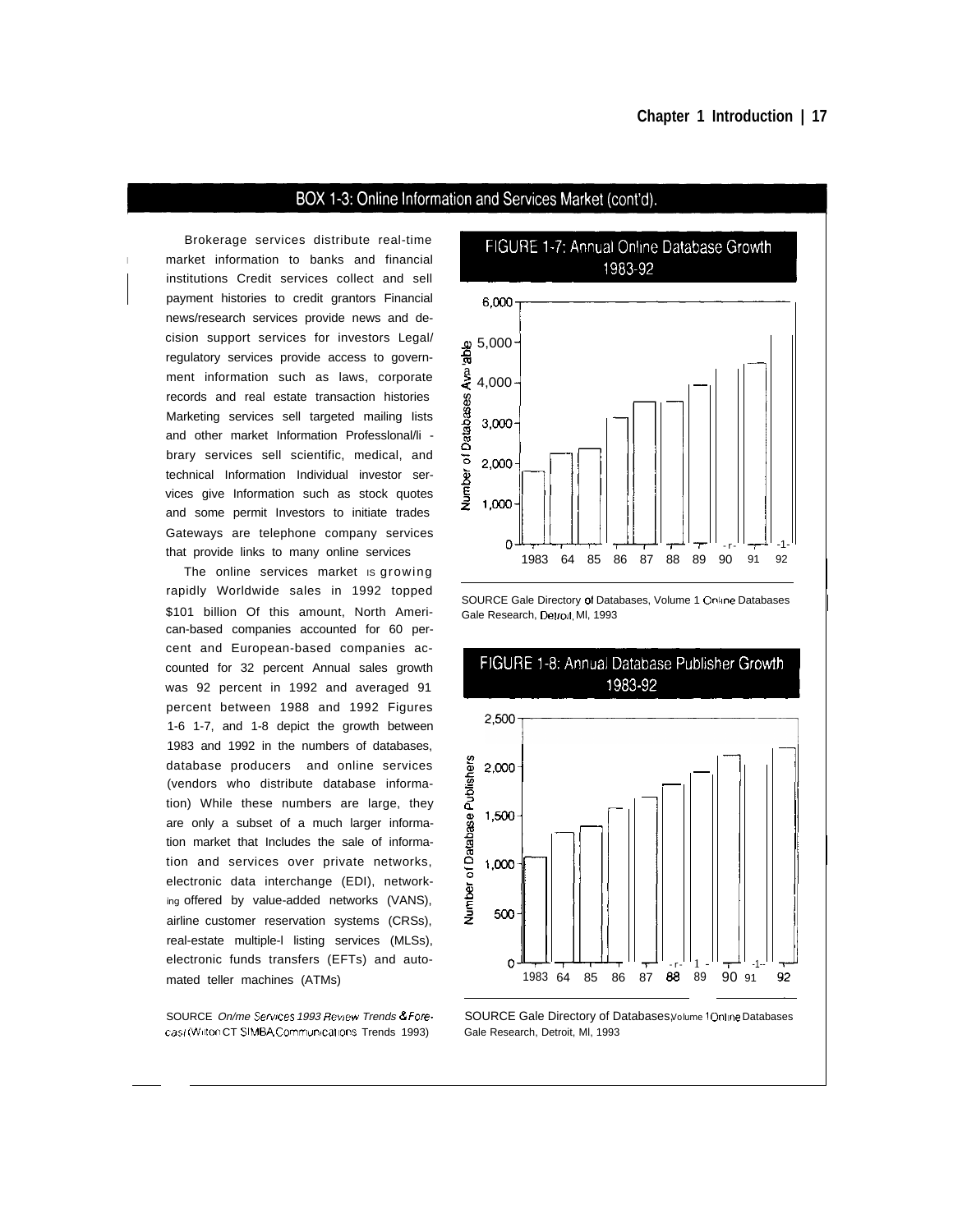## BOX 1-3: Online Information and Services Market (cont'd).

Brokerage services distribute real-time market information to banks and financial institutions Credit services collect and sell payment histories to credit grantors Financial news/research services provide news and decision support services for investors Legal/regulatory services provide access to government information such as laws, corporate records and real estate transaction histories Marketing services sell targeted mailing lists and other market Information Professlonal/library services sell scientific, medical, and technical Information Individual investor services give Information such as stock quotes and some permit Investors to initiate trades Gateways are telephone company services that provide links to many online services

The online services market is growing rapidly Worldwide sales in 1992 topped $101 billion Of this amount, North American-based companies accounted for 60 percent and European-based companies accounted for 32 percent Annual sales growth was 92 percent in 1992 and averaged 91 percent between 1988 and 1992 Figures 1-6 1-7, and 1-8 depict the growth between 1983 and 1992 in the numbers of databases, database producers and online services (vendors who distribute database information) While these numbers are large, they are only a subset of a much larger information market that Includes the sale of information and services over private networks, electronic data interchange (EDI), networking offered by value-added networks (VANS), airline customer reservation systems (CRSs), real-estate multiple-l listing services (MLSs), electronic funds transfers (EFTs) and automated teller machines (ATMs)

SOURCE *Online Services 1993 Review Trends & Forecast* (Wilton CT SIMBA Communications Trends 1993)

### FIGURE 1-7: Annual Online Database Growth 1983-92

Number of Databases Available (y-axis: 0–6,000); years 1983, 84, 85, 86, 87, 88, 89, 90, 91, 92

SOURCE Gale Directory of Databases, Volume 1 Online Databases Gale Research, Detroit, MI, 1993

### FIGURE 1-8: Annual Database Publisher Growth 1983-92

Number of Database Publishers (y-axis: 0–2,500); years 1983, 84, 85, 86, 87, 88, 89, 90, 91, 92

SOURCE Gale Directory of Databases, Volume 1 Online Databases Gale Research, Detroit, MI, 1993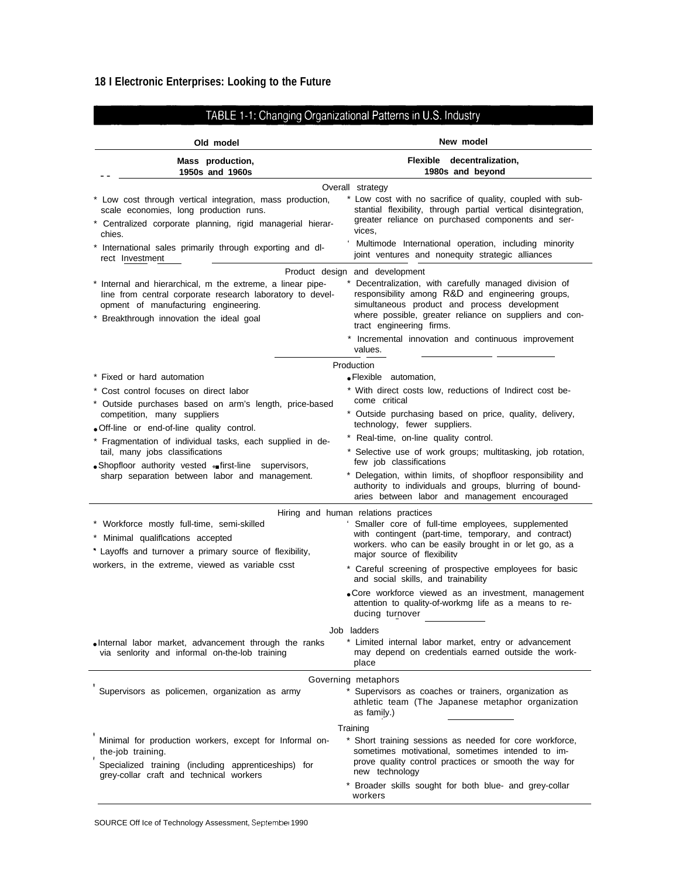TABLE 1-1: Changing Organizational Patterns in U.S. Industry

| Old model | New model |
|---|---|
| **Mass production, 1950s and 1960s** | **Flexible decentralization, 1980s and beyond** |
| **Overall strategy** | |
| * Low cost through vertical integration, mass production, scale economies, long production runs.<br>* Centralized corporate planning, rigid managerial hierarchies.<br>* International sales primarily through exporting and direct Investment | * Low cost with no sacrifice of quality, coupled with substantial flexibility, through partial vertical disintegration, greater reliance on purchased components and services,<br>* Multimode International operation, including minority joint ventures and nonequity strategic alliances |
| **Product design and development** | |
| * Internal and hierarchical, in the extreme, a linear pipeline from central corporate research laboratory to development of manufacturing engineering.<br>* Breakthrough innovation the ideal goal | * Decentralization, with carefully managed division of responsibility among R&D and engineering groups, simultaneous product and process development where possible, greater reliance on suppliers and contract engineering firms.<br>* Incremental innovation and continuous improvement values. |
| **Production** | |
| * Fixed or hard automation<br>* Cost control focuses on direct labor<br>* Outside purchases based on arm's length, price-based competition, many suppliers<br>* Off-line or end-of-line quality control.<br>* Fragmentation of individual tasks, each supplied in detail, many jobs classifications<br>* Shopfloor authority vested in first-line supervisors, sharp separation between labor and management. | * Flexible automation,<br>* With direct costs low, reductions of Indirect cost become critical<br>* Outside purchasing based on price, quality, delivery, technology, fewer suppliers.<br>* Real-time, on-line quality control.<br>* Selective use of work groups; multitasking, job rotation, few job classifications<br>* Delegation, within limits, of shopfloor responsibility and authority to individuals and groups, blurring of boundaries between labor and management encouraged |
| **Hiring and human relations practices** | |
| * Workforce mostly full-time, semi-skilled<br>* Minimal qualifications accepted<br>* Layoffs and turnover a primary source of flexibility, workers, in the extreme, viewed as variable cost | * Smaller core of full-time employees, supplemented with contingent (part-time, temporary, and contract) workers. who can be easily brought in or let go, as a major source of flexibility<br>* Careful screening of prospective employees for basic and social skills, and trainability<br>* Core workforce viewed as an investment, management attention to quality-of-working life as a means to reducing turnover |
| **Job ladders** | |
| * Internal labor market, advancement through the ranks via seniority and informal on-the-job training | * Limited internal labor market, entry or advancement may depend on credentials earned outside the workplace |
| **Governing metaphors** | |
| * Supervisors as policemen, organization as army | * Supervisors as coaches or trainers, organization as athletic team (The Japanese metaphor organization as family.) |
| **Training** | |
| * Minimal for production workers, except for Informal on-the-job training.<br>* Specialized training (including apprenticeships) for grey-collar craft and technical workers | * Short training sessions as needed for core workforce, sometimes motivational, sometimes intended to improve quality control practices or smooth the way for new technology<br>* Broader skills sought for both blue- and grey-collar workers |

SOURCE Office of Technology Assessment, September 1990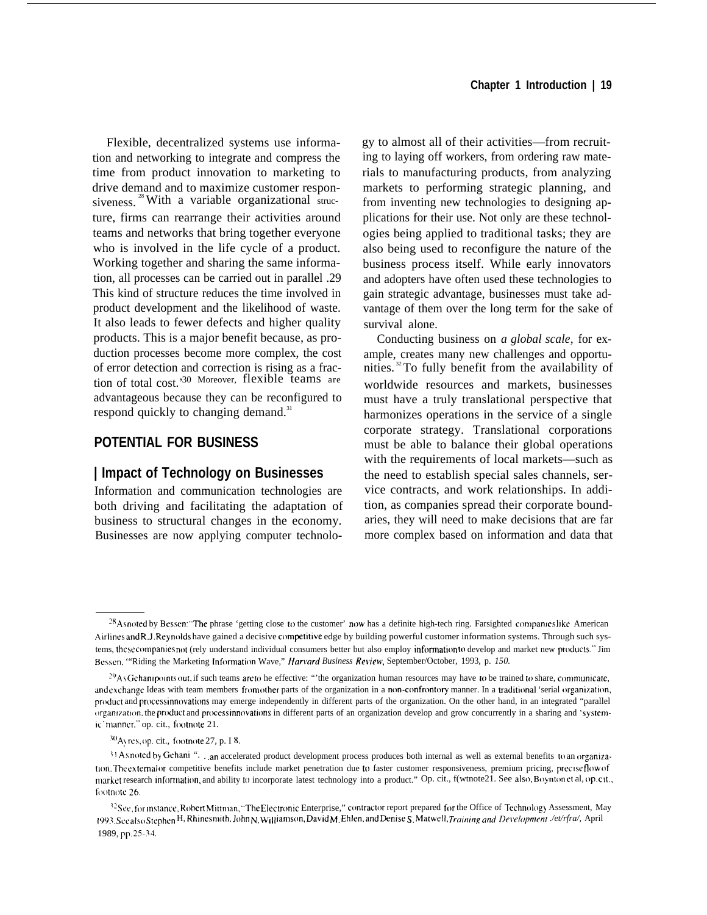Flexible, decentralized systems use information and networking to integrate and compress the time from product innovation to marketing to drive demand and to maximize customer responsiveness.[28] With a variable organizational structure, firms can rearrange their activities around teams and networks that bring together everyone who is involved in the life cycle of a product. Working together and sharing the same information, all processes can be carried out in parallel.[29] This kind of structure reduces the time involved in product development and the likelihood of waste. It also leads to fewer defects and higher quality products. This is a major benefit because, as production processes become more complex, the cost of error detection and correction is rising as a fraction of total cost.'[30] Moreover, flexible teams are advantageous because they can be reconfigured to respond quickly to changing demand.[31]

## POTENTIAL FOR BUSINESS

### Impact of Technology on Businesses

Information and communication technologies are both driving and facilitating the adaptation of business to structural changes in the economy. Businesses are now applying computer technology to almost all of their activities—from recruiting to laying off workers, from ordering raw materials to manufacturing products, from analyzing markets to performing strategic planning, and from inventing new technologies to designing applications for their use. Not only are these technologies being applied to traditional tasks; they are also being used to reconfigure the nature of the business process itself. While early innovators and adopters have often used these technologies to gain strategic advantage, businesses must take advantage of them over the long term for the sake of survival alone.

Conducting business on *a global scale*, for example, creates many new challenges and opportunities.[32] To fully benefit from the availability of worldwide resources and markets, businesses must have a truly translational perspective that harmonizes operations in the service of a single corporate strategy. Translational corporations must be able to balance their global operations with the requirements of local markets—such as the need to establish special sales channels, service contracts, and work relationships. In addition, as companies spread their corporate boundaries, they will need to make decisions that are far more complex based on information and data that

---

[28] As noted by Bessen: "The phrase 'getting close to the customer' now has a definite high-tech ring. Farsighted companies like American Airlines and R.J. Reynolds have gained a decisive competitive edge by building powerful customer information systems. Through such systems, these companies not (rely understand individual consumers better but also employ information to develop and market new products." Jim Bessen, '"Riding the Marketing Information Wave," *Harvard Business Review*, September/October, 1993, p. *150.*

[29] As Gehani points out, if such teams are to he effective: "'the organization human resources may have to be trained to share, communicate, and exchange Ideas with team members from other parts of the organization in a non-confrontory manner. In a traditional 'serial organization, product and process innovations may emerge independently in different parts of the organization. On the other hand, in an integrated "parallel organization, the product and process innovations in different parts of an organization develop and grow concurrently in a sharing and 'systemic' manner." op. cit., footnote 21.

[30] Ayres, op. cit., footnote 27, p. I 8.

[31] As noted by Gehani ". . .an accelerated product development process produces both internal as well as external benefits to an organization. The external or competitive benefits include market penetration due to faster customer responsiveness, premium pricing, precise flow of market research information, and ability to incorporate latest technology into a product." Op. cit., f(wtnote21. See also, Boynton et al, op. cit., footnote 26.

[32] See, for instance, Robert Mittman, "The Electronic Enterprise," contractor report prepared for the Office of Technology Assessment, May 1993. See also Stephen H, Rhinesmith, John N. Williamson, David M. Ehlen, and Denise S. Matwell, *Training and Development ./et/rfra/,* April 1989, pp. 25-34.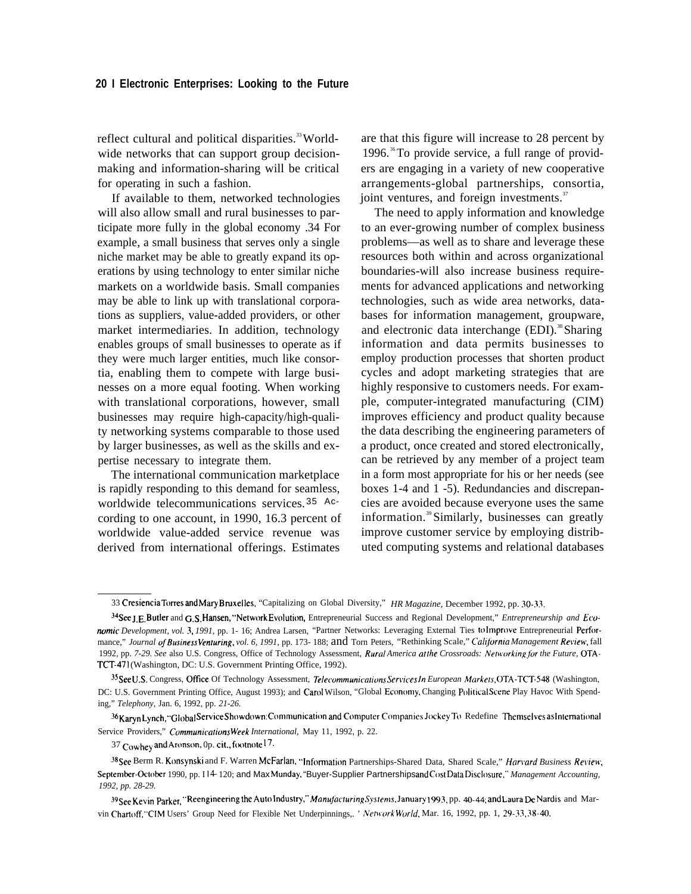reflect cultural and political disparities.[33] Worldwide networks that can support group decision-making and information-sharing will be critical for operating in such a fashion.

If available to them, networked technologies will also allow small and rural businesses to participate more fully in the global economy.[34] For example, a small business that serves only a single niche market may be able to greatly expand its operations by using technology to enter similar niche markets on a worldwide basis. Small companies may be able to link up with translational corporations as suppliers, value-added providers, or other market intermediaries. In addition, technology enables groups of small businesses to operate as if they were much larger entities, much like consortia, enabling them to compete with large businesses on a more equal footing. When working with translational corporations, however, small businesses may require high-capacity/high-quality networking systems comparable to those used by larger businesses, as well as the skills and expertise necessary to integrate them.

The international communication marketplace is rapidly responding to this demand for seamless, worldwide telecommunications services.[35] According to one account, in 1990, 16.3 percent of worldwide value-added service revenue was derived from international offerings. Estimates are that this figure will increase to 28 percent by 1996.[36] To provide service, a full range of providers are engaging in a variety of new cooperative arrangements-global partnerships, consortia, joint ventures, and foreign investments.[37]

The need to apply information and knowledge to an ever-growing number of complex business problems—as well as to share and leverage these resources both within and across organizational boundaries-will also increase business requirements for advanced applications and networking technologies, such as wide area networks, databases for information management, groupware, and electronic data interchange (EDI).[38] Sharing information and data permits businesses to employ production processes that shorten product cycles and adopt marketing strategies that are highly responsive to customers needs. For example, computer-integrated manufacturing (CIM) improves efficiency and product quality because the data describing the engineering parameters of a product, once created and stored electronically, can be retrieved by any member of a project team in a form most appropriate for his or her needs (see boxes 1-4 and 1-5). Redundancies and discrepancies are avoided because everyone uses the same information.[39] Similarly, businesses can greatly improve customer service by employing distributed computing systems and relational databases

---

[33] Cresiencia Torres and Mary Bruxelles, "Capitalizing on Global Diversity," *HR Magazine*, December 1992, pp. 30-33.

[34] See J.E. Butler and G.S. Hansen, "Network Evolution, Entrepreneurial Success and Regional Development," *Entrepreneurship and Economic Development*, vol. 3, 1991, pp. 1- 16; Andrea Larsen, "Partner Networks: Leveraging External Ties to Improve Entrepreneurial Performance," *Journal of Business Venturing*, vol. 6, 1991, pp. 173- 188; and Torn Peters, "Rethinking Scale," *California Management Review*, fall 1992, pp. 7-29. See also U.S. Congress, Office of Technology Assessment, *Rural America at the Crossroads: Networking for the Future*, OTA-TCT-471 (Washington, DC: U.S. Government Printing Office, 1992).

[35] See U.S. Congress, Office Of Technology Assessment, *Telecommunications Services In European Markets*, OTA-TCT-548 (Washington, DC: U.S. Government Printing Office, August 1993); and Carol Wilson, "Global Economy, Changing Political Scene Play Havoc With Spending," *Telephony*, Jan. 6, 1992, pp. 21-26.

[36] Karyn Lynch, "Global Service Showdown: Communication and Computer Companies Jockey To Redefine Themselves as International Service Providers," *Communications Week International*, May 11, 1992, p. 22.

[37] Cowhey and Aronson, op. cit., footnote 17.

[38] See Berm R. Konsynski and F. Warren McFarlan, "Information Partnerships-Shared Data, Shared Scale," *Harvard Business Review*, September-October 1990, pp. 114- 120; and Max Munday, "Buyer-Supplier Partnerships and Cost Data Disclosure," *Management Accounting*, 1992, pp. 28-29.

[39] See Kevin Parker, "Reengineering the Auto Industry," *Manufacturing Systems*, January 1993, pp. 40-44; and Laura De Nardis and Marvin Chartoff, "CIM Users' Group Need for Flexible Net Underpinnings," *Network World*, Mar. 16, 1992, pp. 1, 29-33, 38-40.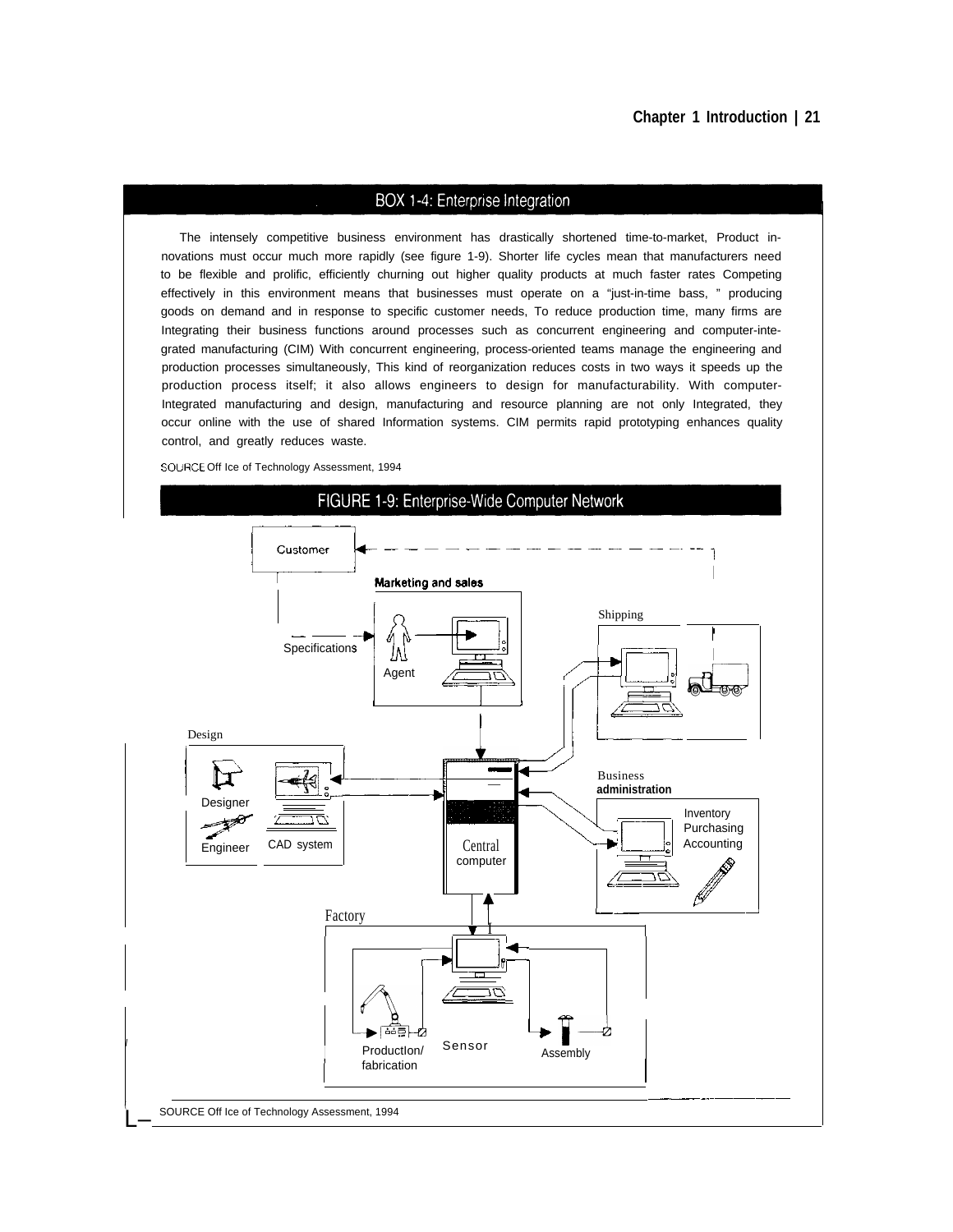## BOX 1-4: Enterprise Integration

The intensely competitive business environment has drastically shortened time-to-market, Product innovations must occur much more rapidly (see figure 1-9). Shorter life cycles mean that manufacturers need to be flexible and prolific, efficiently churning out higher quality products at much faster rates Competing effectively in this environment means that businesses must operate on a "just-in-time bass, " producing goods on demand and in response to specific customer needs, To reduce production time, many firms are Integrating their business functions around processes such as concurrent engineering and computer-integrated manufacturing (CIM) With concurrent engineering, process-oriented teams manage the engineering and production processes simultaneously, This kind of reorganization reduces costs in two ways it speeds up the production process itself; it also allows engineers to design for manufacturability. With computer-Integrated manufacturing and design, manufacturing and resource planning are not only Integrated, they occur online with the use of shared Information systems. CIM permits rapid prototyping enhances quality control, and greatly reduces waste.

SOURCE Off Ice of Technology Assessment, 1994

## FIGURE 1-9: Enterprise-Wide Computer Network

Customer

Marketing and sales

Specifications

Agent

Shipping

Design

Designer

Engineer

CAD system

Central computer

Business administration

Inventory

Purchasing

Accounting

Factory

Productlon/ fabrication

Sensor

Assembly

SOURCE Off Ice of Technology Assessment, 1994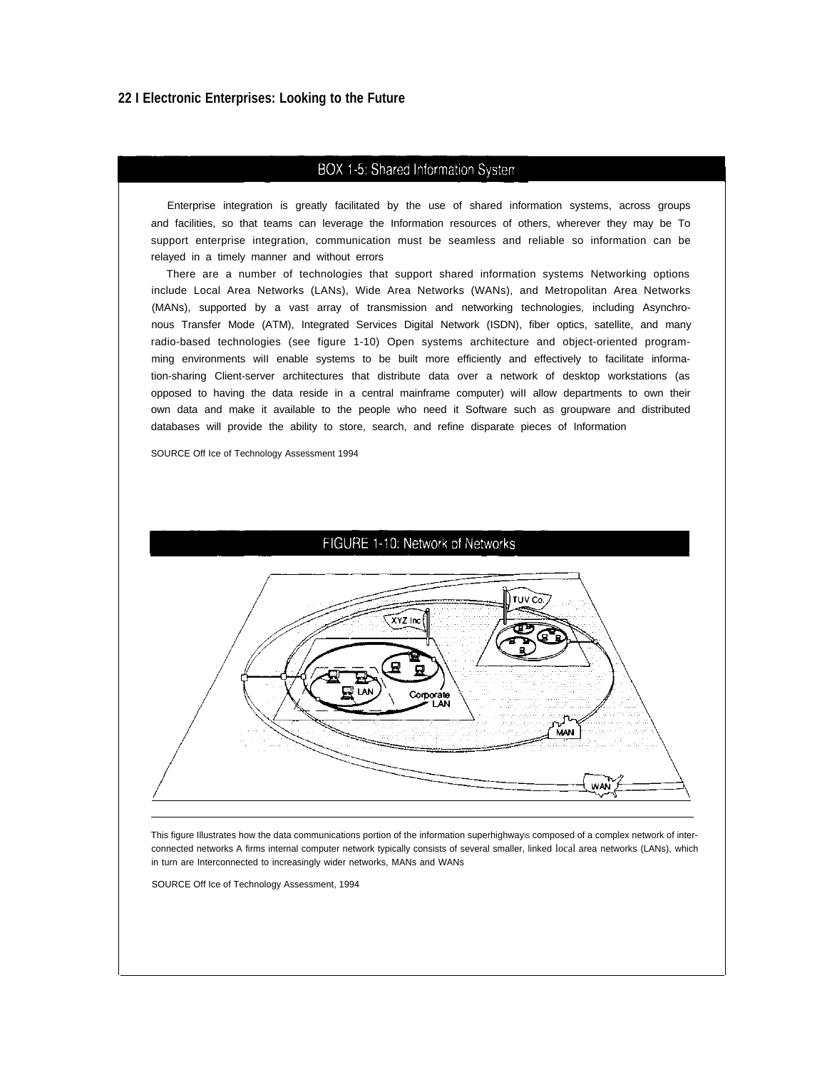## BOX 1-5: Shared Information System

Enterprise integration is greatly facilitated by the use of shared information systems, across groups and facilities, so that teams can leverage the Information resources of others, wherever they may be To support enterprise integration, communication must be seamless and reliable so information can be relayed in a timely manner and without errors

There are a number of technologies that support shared information systems Networking options include Local Area Networks (LANs), Wide Area Networks (WANs), and Metropolitan Area Networks (MANs), supported by a vast array of transmission and networking technologies, including Asynchronous Transfer Mode (ATM), Integrated Services Digital Network (ISDN), fiber optics, satellite, and many radio-based technologies (see figure 1-10) Open systems architecture and object-oriented programming environments wiIl enable systems to be built more efficiently and effectively to facilitate information-sharing Client-server architectures that distribute data over a network of desktop workstations (as opposed to having the data reside in a central mainframe computer) wiIl allow departments to own their own data and make it available to the people who need it Software such as groupware and distributed databases will provide the ability to store, search, and refine disparate pieces of Information

SOURCE Off Ice of Technology Assessment 1994

## FIGURE 1-10: Network of Networks

This figure Illustrates how the data communications portion of the information superhighway is composed of a complex network of interconnected networks A firms internal computer network typically consists of several smaller, linked local area networks (LANs), which in turn are Interconnected to increasingly wider networks, MANs and WANs

SOURCE Off Ice of Technology Assessment, 1994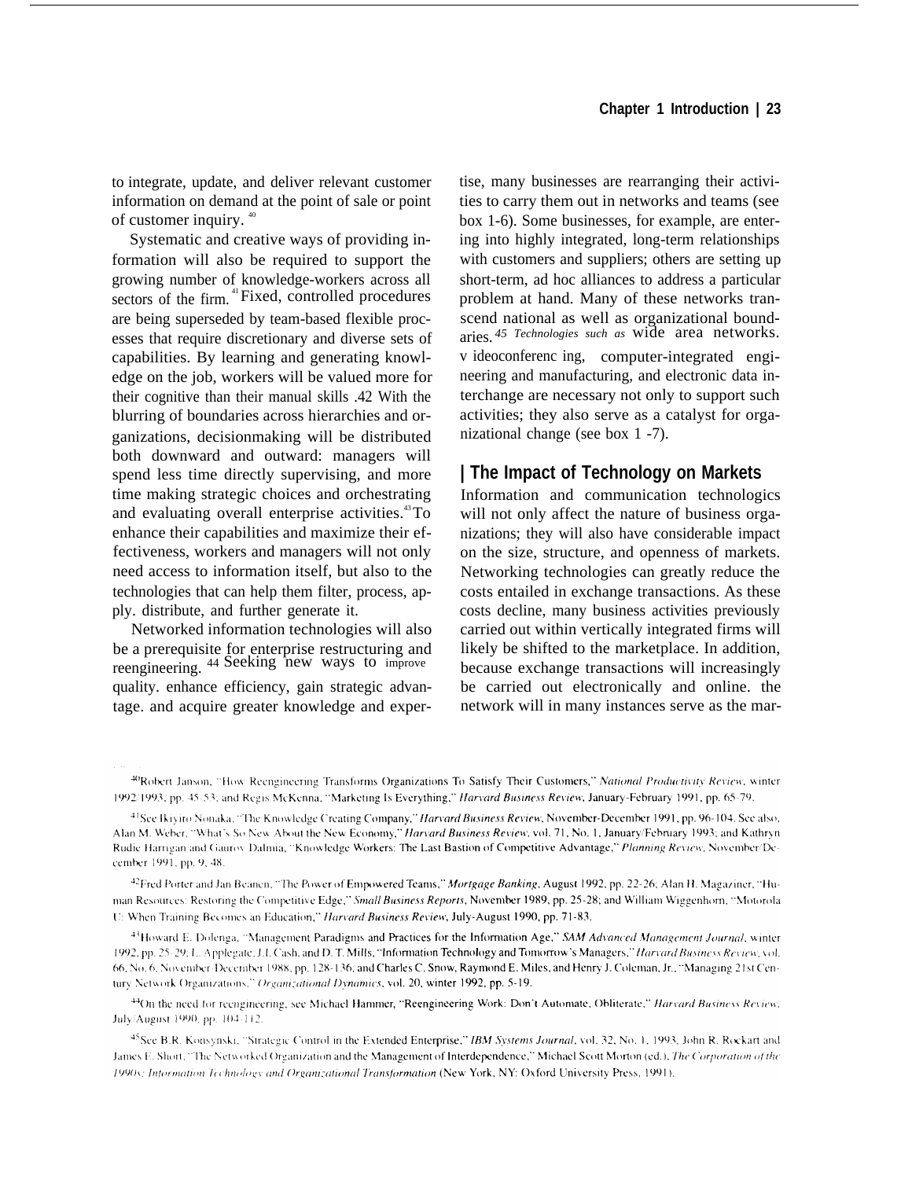to integrate, update, and deliver relevant customer information on demand at the point of sale or point of customer inquiry.[40]

Systematic and creative ways of providing information will also be required to support the growing number of knowledge-workers across all sectors of the firm.[41] Fixed, controlled procedures are being superseded by team-based flexible processes that require discretionary and diverse sets of capabilities. By learning and generating knowledge on the job, workers will be valued more for their cognitive than their manual skills.[42] With the blurring of boundaries across hierarchies and organizations, decisionmaking will be distributed both downward and outward: managers will spend less time directly supervising, and more time making strategic choices and orchestrating and evaluating overall enterprise activities.[43] To enhance their capabilities and maximize their effectiveness, workers and managers will not only need access to information itself, but also to the technologies that can help them filter, process, apply, distribute, and further generate it.

Networked information technologies will also be a prerequisite for enterprise restructuring and reengineering.[44] Seeking new ways to improve quality, enhance efficiency, gain strategic advantage, and acquire greater knowledge and expertise, many businesses are rearranging their activities to carry them out in networks and teams (see box 1-6). Some businesses, for example, are entering into highly integrated, long-term relationships with customers and suppliers; others are setting up short-term, ad hoc alliances to address a particular problem at hand. Many of these networks transcend national as well as organizational boundaries.[45] Technologies such as wide area networks, videoconferencing, computer-integrated engineering and manufacturing, and electronic data interchange are necessary not only to support such activities; they also serve as a catalyst for organizational change (see box 1-7).

## The Impact of Technology on Markets

Information and communication technologies will not only affect the nature of business organizations; they will also have considerable impact on the size, structure, and openness of markets. Networking technologies can greatly reduce the costs entailed in exchange transactions. As these costs decline, many business activities previously carried out within vertically integrated firms will likely be shifted to the marketplace. In addition, because exchange transactions will increasingly be carried out electronically and online, the network will in many instances serve as the mar-

---

[40] Robert Janson, "How Reengineering Transforms Organizations To Satisfy Their Customers," *National Productivity Review*, winter 1992/1993, pp. 45-53; and Regis McKenna, "Marketing Is Everything," *Harvard Business Review*, January-February 1991, pp. 65-79.

[41] See Ikujiro Nonaka, "The Knowledge Creating Company," *Harvard Business Review*, November-December 1991, pp. 96-104. See also, Alan M. Weber, "What's So New About the New Economy," *Harvard Business Review*, vol. 71, No. 1, January/February 1993; and Kathryn Rudie Harrigan and Gaurov Dalmia, "Knowledge Workers: The Last Bastion of Competitive Advantage," *Planning Review*, November/December 1991, pp. 9, 48.

[42] Fred Porter and Jan Beanen, "The Power of Empowered Teams," *Mortgage Banking*, August 1992, pp. 22-26; Alan H. Magaziner, "Human Resources: Restoring the Competitive Edge," *Small Business Reports*, November 1989, pp. 25-28; and William Wiggenhorn, "Motorola U: When Training Becomes an Education," *Harvard Business Review*, July-August 1990, pp. 71-83.

[43] Howard E. Dolenga, "Management Paradigms and Practices for the Information Age," *SAM Advanced Management Journal*, winter 1992, pp. 25-29; L. Applegate, J.I. Cash, and D. T. Mills, "Information Technology and Tomorrow's Managers," *Harvard Business Review*, vol. 66, No. 6, November-December 1988, pp. 128-136; and Charles C. Snow, Raymond E. Miles, and Henry J. Coleman, Jr., "Managing 21st Century Network Organizations," *Organizational Dynamics*, vol. 20, winter 1992, pp. 5-19.

[44] On the need for reengineering, see Michael Hammer, "Reengineering Work: Don't Automate, Obliterate," *Harvard Business Review*, July/August 1990, pp. 104-112.

[45] See B.R. Konsynski, "Strategic Control in the Extended Enterprise," *IBM Systems Journal*, vol. 32, No. 1, 1993; John R. Rockart and James E. Short, "The Networked Organization and the Management of Interdependence," Michael Scott Morton (ed.), *The Corporation of the 1990s: Information Technology and Organizational Transformation* (New York, NY: Oxford University Press, 1991).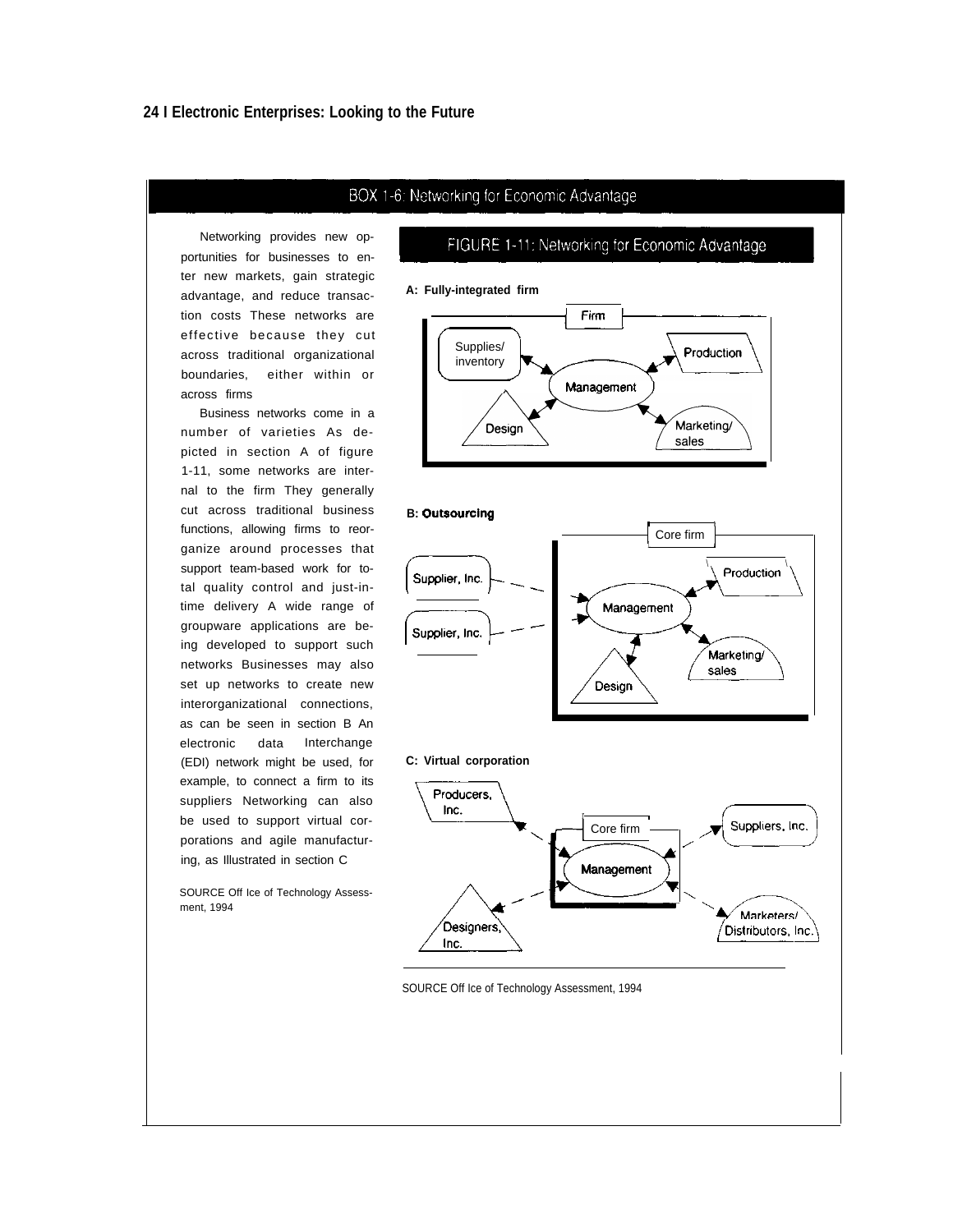## BOX 1-6: Networking for Economic Advantage

Networking provides new opportunities for businesses to enter new markets, gain strategic advantage, and reduce transaction costs These networks are effective because they cut across traditional organizational boundaries, either within or across firms

Business networks come in a number of varieties As depicted in section A of figure 1-11, some networks are internal to the firm They generally cut across traditional business functions, allowing firms to reorganize around processes that support team-based work for total quality control and just-in-time delivery A wide range of groupware applications are being developed to support such networks Businesses may also set up networks to create new interorganizational connections, as can be seen in section B An electronic data Interchange (EDI) network might be used, for example, to connect a firm to its suppliers Networking can also be used to support virtual corporations and agile manufacturing, as Illustrated in section C

SOURCE Off Ice of Technology Assessment, 1994

### FIGURE 1-11: Networking for Economic Advantage

**A: Fully-integrated firm**

Firm: Supplies/inventory; Production; Management; Design; Marketing/sales

**B: Outsourcing**

Supplier, Inc.; Supplier, Inc.; Core firm: Production; Management; Marketing/sales; Design

**C: Virtual corporation**

Producers, Inc.; Core firm: Management; Suppliers, Inc.; Designers, Inc.; Marketers/Distributors, Inc.

SOURCE Off Ice of Technology Assessment, 1994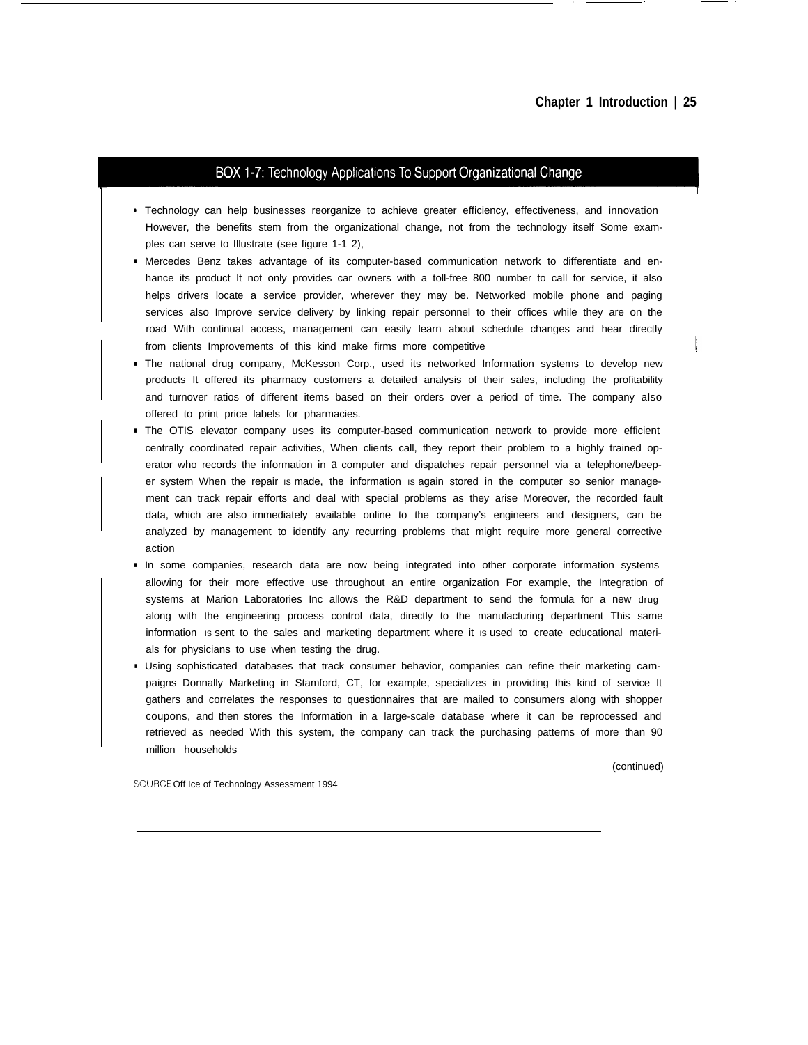## BOX 1-7: Technology Applications To Support Organizational Change

- Technology can help businesses reorganize to achieve greater efficiency, effectiveness, and innovation However, the benefits stem from the organizational change, not from the technology itself Some examples can serve to Illustrate (see figure 1-1 2),
- Mercedes Benz takes advantage of its computer-based communication network to differentiate and enhance its product It not only provides car owners with a toll-free 800 number to call for service, it also helps drivers locate a service provider, wherever they may be. Networked mobile phone and paging services also Improve service delivery by linking repair personnel to their offices while they are on the road With continual access, management can easily learn about schedule changes and hear directly from clients Improvements of this kind make firms more competitive
- The national drug company, McKesson Corp., used its networked Information systems to develop new products It offered its pharmacy customers a detailed analysis of their sales, including the profitability and turnover ratios of different items based on their orders over a period of time. The company also offered to print price labels for pharmacies.
- The OTIS elevator company uses its computer-based communication network to provide more efficient centrally coordinated repair activities, When clients call, they report their problem to a highly trained operator who records the information in a computer and dispatches repair personnel via a telephone/beeper system When the repair IS made, the information IS again stored in the computer so senior management can track repair efforts and deal with special problems as they arise Moreover, the recorded fault data, which are also immediately available online to the company's engineers and designers, can be analyzed by management to identify any recurring problems that might require more general corrective action
- In some companies, research data are now being integrated into other corporate information systems allowing for their more effective use throughout an entire organization For example, the Integration of systems at Marion Laboratories Inc allows the R&D department to send the formula for a new drug along with the engineering process control data, directly to the manufacturing department This same information IS sent to the sales and marketing department where it IS used to create educational materials for physicians to use when testing the drug.
- Using sophisticated databases that track consumer behavior, companies can refine their marketing campaigns Donnally Marketing in Stamford, CT, for example, specializes in providing this kind of service It gathers and correlates the responses to questionnaires that are mailed to consumers along with shopper coupons, and then stores the Information in a large-scale database where it can be reprocessed and retrieved as needed With this system, the company can track the purchasing patterns of more than 90 million households

(continued)

SOURCE Off Ice of Technology Assessment 1994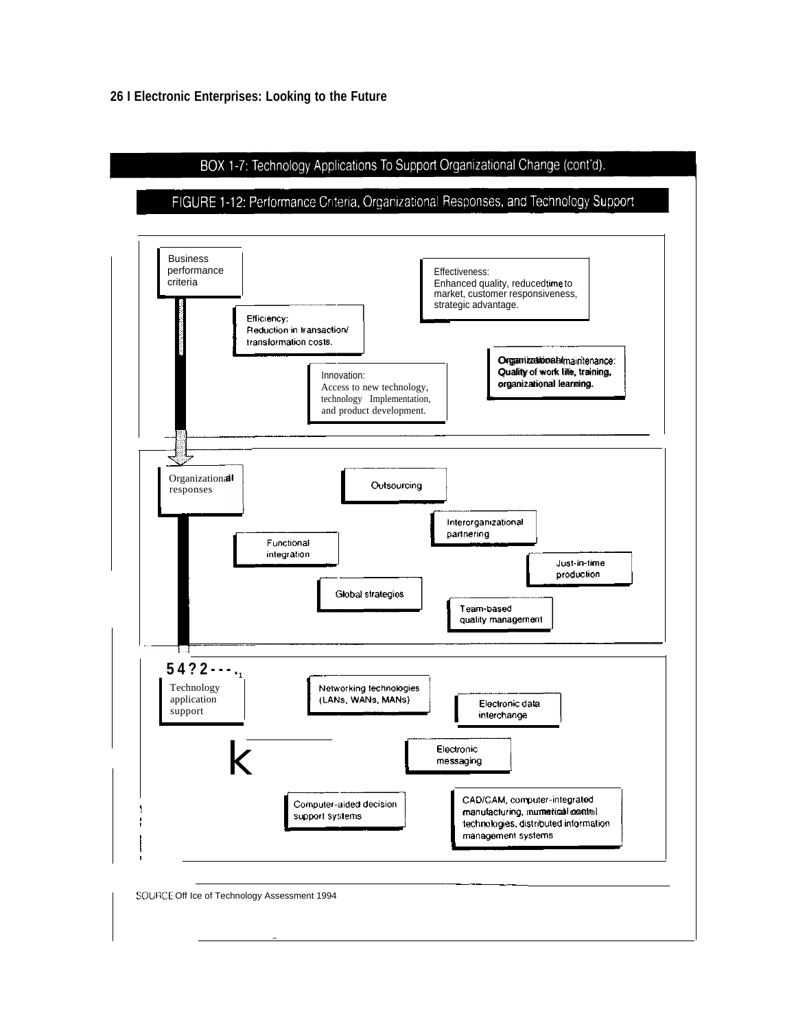## BOX 1-7: Technology Applications To Support Organizational Change (cont'd).

### FIGURE 1-12: Performance Criteria, Organizational Responses, and Technology Support

**Business performance criteria**

- Efficiency: Reduction in transaction/ transformation costs.
- Effectiveness: Enhanced quality, reduced time to market, customer responsiveness, strategic advantage.
- Innovation: Access to new technology, technology Implementation, and product development.
- Organizational maintenance: Quality of work life, training, organizational learning.

**Organizational responses**

- Outsourcing
- Interorganizational partnering
- Functional integration
- Just-in-time production
- Global strategies
- Team-based quality management

**Technology application support**

- Networking technologies (LANs, WANs, MANs)
- Electronic data interchange
- Electronic messaging
- Computer-aided decision support systems
- CAD/CAM, computer-integrated manufacturing, numerical control technologies, distributed information management systems

SOURCE Office of Technology Assessment 1994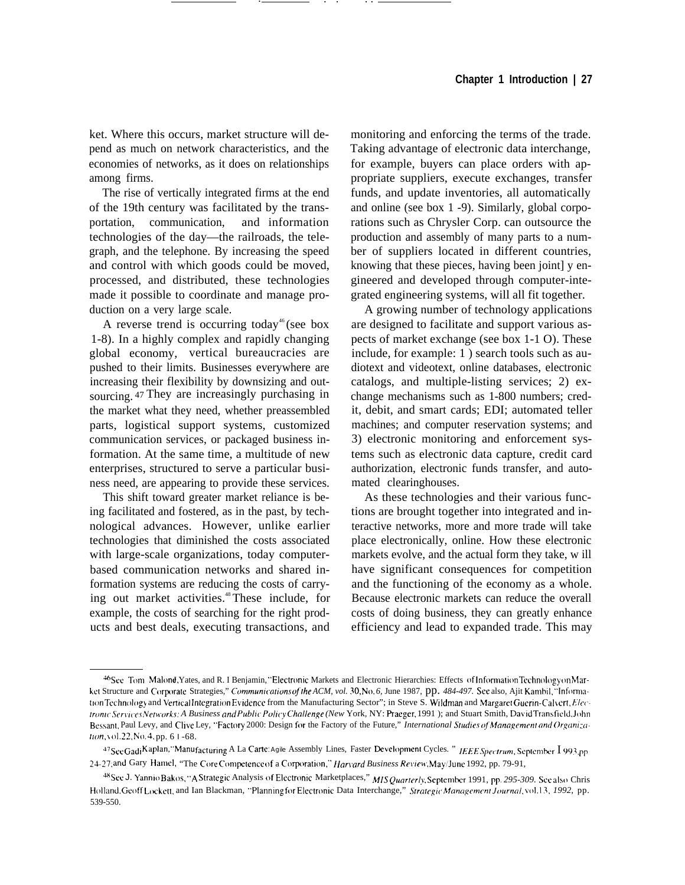ket. Where this occurs, market structure will depend as much on network characteristics, and the economies of networks, as it does on relationships among firms.

The rise of vertically integrated firms at the end of the 19th century was facilitated by the transportation, communication, and information technologies of the day—the railroads, the telegraph, and the telephone. By increasing the speed and control with which goods could be moved, processed, and distributed, these technologies made it possible to coordinate and manage production on a very large scale.

A reverse trend is occurring today[46] (see box 1-8). In a highly complex and rapidly changing global economy, vertical bureaucracies are pushed to their limits. Businesses everywhere are increasing their flexibility by downsizing and outsourcing.[47] They are increasingly purchasing in the market what they need, whether preassembled parts, logistical support systems, customized communication services, or packaged business information. At the same time, a multitude of new enterprises, structured to serve a particular business need, are appearing to provide these services.

This shift toward greater market reliance is being facilitated and fostered, as in the past, by technological advances. However, unlike earlier technologies that diminished the costs associated with large-scale organizations, today computer-based communication networks and shared information systems are reducing the costs of carrying out market activities.[48] These include, for example, the costs of searching for the right products and best deals, executing transactions, and monitoring and enforcing the terms of the trade. Taking advantage of electronic data interchange, for example, buyers can place orders with appropriate suppliers, execute exchanges, transfer funds, and update inventories, all automatically and online (see box 1-9). Similarly, global corporations such as Chrysler Corp. can outsource the production and assembly of many parts to a number of suppliers located in different countries, knowing that these pieces, having been jointly engineered and developed through computer-integrated engineering systems, will all fit together.

A growing number of technology applications are designed to facilitate and support various aspects of market exchange (see box 1-10). These include, for example: 1) search tools such as audiotext and videotext, online databases, electronic catalogs, and multiple-listing services; 2) exchange mechanisms such as 1-800 numbers; credit, debit, and smart cards; EDI; automated teller machines; and computer reservation systems; and 3) electronic monitoring and enforcement systems such as electronic data capture, credit card authorization, electronic funds transfer, and automated clearinghouses.

As these technologies and their various functions are brought together into integrated and interactive networks, more and more trade will take place electronically, online. How these electronic markets evolve, and the actual form they take, will have significant consequences for competition and the functioning of the economy as a whole. Because electronic markets can reduce the overall costs of doing business, they can greatly enhance efficiency and lead to expanded trade. This may

---

[46] See Tom Malone, Yates, and R. I Benjamin, "Electronic Markets and Electronic Hierarchies: Effects of Information Technology on Market Structure and Corporate Strategies," *Communications of the ACM, vol.* 30, No. 6, June 1987, pp. *484-497.* See also, Ajit Kambil, "Information Technology and Vertical Integration Evidence from the Manufacturing Sector"; in Steve S. Wildman and Margaret Guerin-Calvert, *Electronic Services Networks: A Business and Public Policy Challenge (New* York, NY: Praeger, 1991 ); and Stuart Smith, David Transfield, John Bessant, Paul Levy, and Clive Ley, "Factory 2000: Design for the Factory of the Future," *International Studies of Management and Organization,* vol. 22, No. 4, pp. 61-68.

[47] See Gadi Kaplan, "Manufacturing A La Carte: Agile Assembly Lines, Faster Development Cycles. " *IEEE Spectrum,* September 1993, pp. 24-27; and Gary Hamel, "The Core Competence of a Corporation," *Harvard Business Review,* May/June 1992, pp. 79-91,

[48] See J. Yannio Bakos, "A Strategic Analysis of Electronic Marketplaces," *MIS Quarterly,* September 1991, pp. *295-309.* See also Chris Holland, Geoff Lockett, and Ian Blackman, "Planning for Electronic Data Interchange," *Strategic Management Journal,* vol. 13, *1992,* pp. 539-550.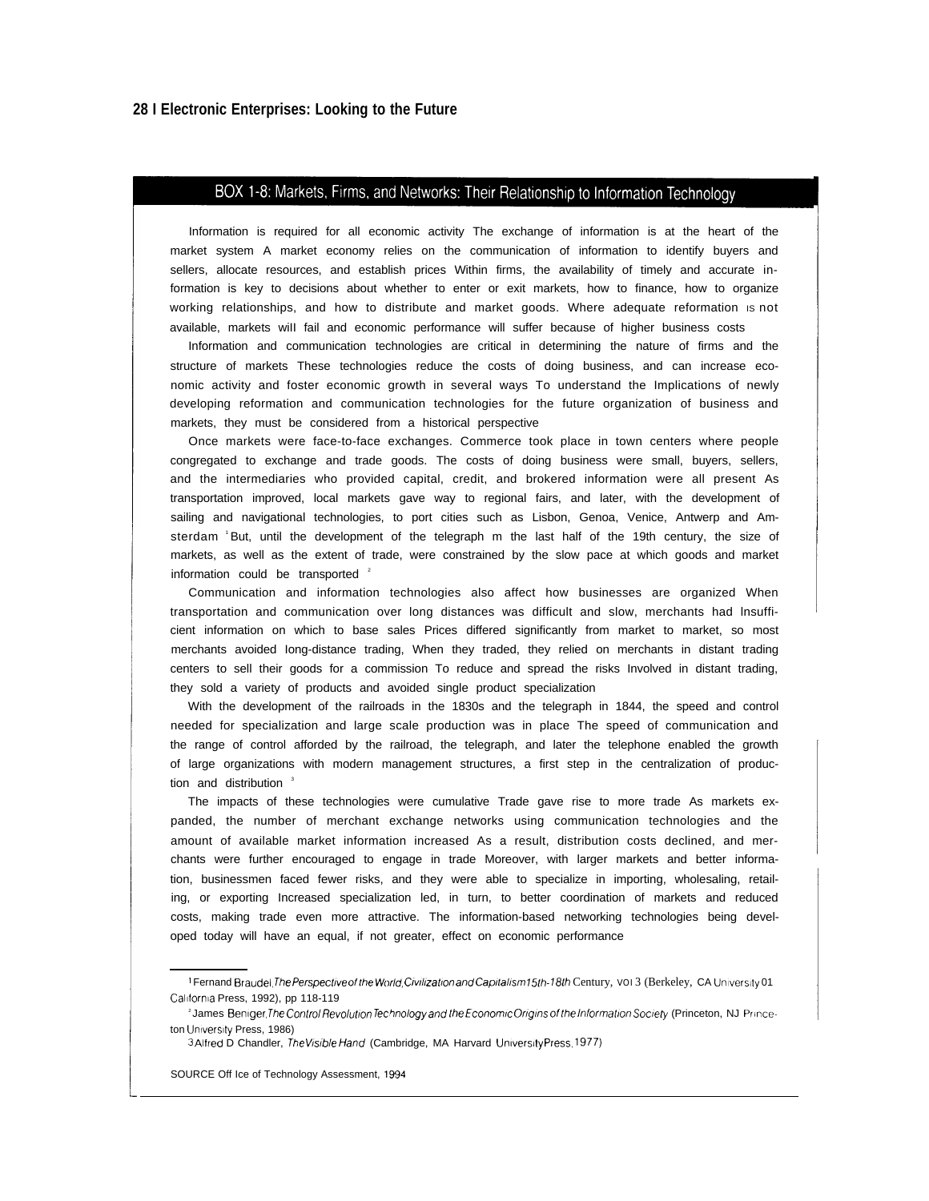## BOX 1-8: Markets, Firms, and Networks: Their Relationship to Information Technology

Information is required for all economic activity The exchange of information is at the heart of the market system A market economy relies on the communication of information to identify buyers and sellers, allocate resources, and establish prices Within firms, the availability of timely and accurate information is key to decisions about whether to enter or exit markets, how to finance, how to organize working relationships, and how to distribute and market goods. Where adequate reformation is not available, markets wiIl fail and economic performance will suffer because of higher business costs

Information and communication technologies are critical in determining the nature of firms and the structure of markets These technologies reduce the costs of doing business, and can increase economic activity and foster economic growth in several ways To understand the Implications of newly developing reformation and communication technologies for the future organization of business and markets, they must be considered from a historical perspective

Once markets were face-to-face exchanges. Commerce took place in town centers where people congregated to exchange and trade goods. The costs of doing business were small, buyers, sellers, and the intermediaries who provided capital, credit, and brokered information were all present As transportation improved, local markets gave way to regional fairs, and later, with the development of sailing and navigational technologies, to port cities such as Lisbon, Genoa, Venice, Antwerp and Amsterdam [1] But, until the development of the telegraph m the last half of the 19th century, the size of markets, as well as the extent of trade, were constrained by the slow pace at which goods and market information could be transported [2]

Communication and information technologies also affect how businesses are organized When transportation and communication over long distances was difficult and slow, merchants had Insufficient information on which to base sales Prices differed significantly from market to market, so most merchants avoided long-distance trading, When they traded, they relied on merchants in distant trading centers to sell their goods for a commission To reduce and spread the risks Involved in distant trading, they sold a variety of products and avoided single product specialization

With the development of the railroads in the 1830s and the telegraph in 1844, the speed and control needed for specialization and large scale production was in place The speed of communication and the range of control afforded by the railroad, the telegraph, and later the telephone enabled the growth of large organizations with modern management structures, a first step in the centralization of production and distribution [3]

The impacts of these technologies were cumulative Trade gave rise to more trade As markets expanded, the number of merchant exchange networks using communication technologies and the amount of available market information increased As a result, distribution costs declined, and merchants were further encouraged to engage in trade Moreover, with larger markets and better information, businessmen faced fewer risks, and they were able to specialize in importing, wholesaling, retailing, or exporting Increased specialization led, in turn, to better coordination of markets and reduced costs, making trade even more attractive. The information-based networking technologies being developed today will have an equal, if not greater, effect on economic performance

[1] Fernand Braudel, *The Perspective of the World, Civilization and Capitalism 15th-18th Century*, vol 3 (Berkeley, CA University of California Press, 1992), pp 118-119

[2] James Beniger, *The Control Revolution Technology and the Economic Origins of the Information Society* (Princeton, NJ Princeton University Press, 1986)

[3] Alfred D Chandler, *The Visible Hand* (Cambridge, MA Harvard University Press, 1977)

SOURCE Office of Technology Assessment, 1994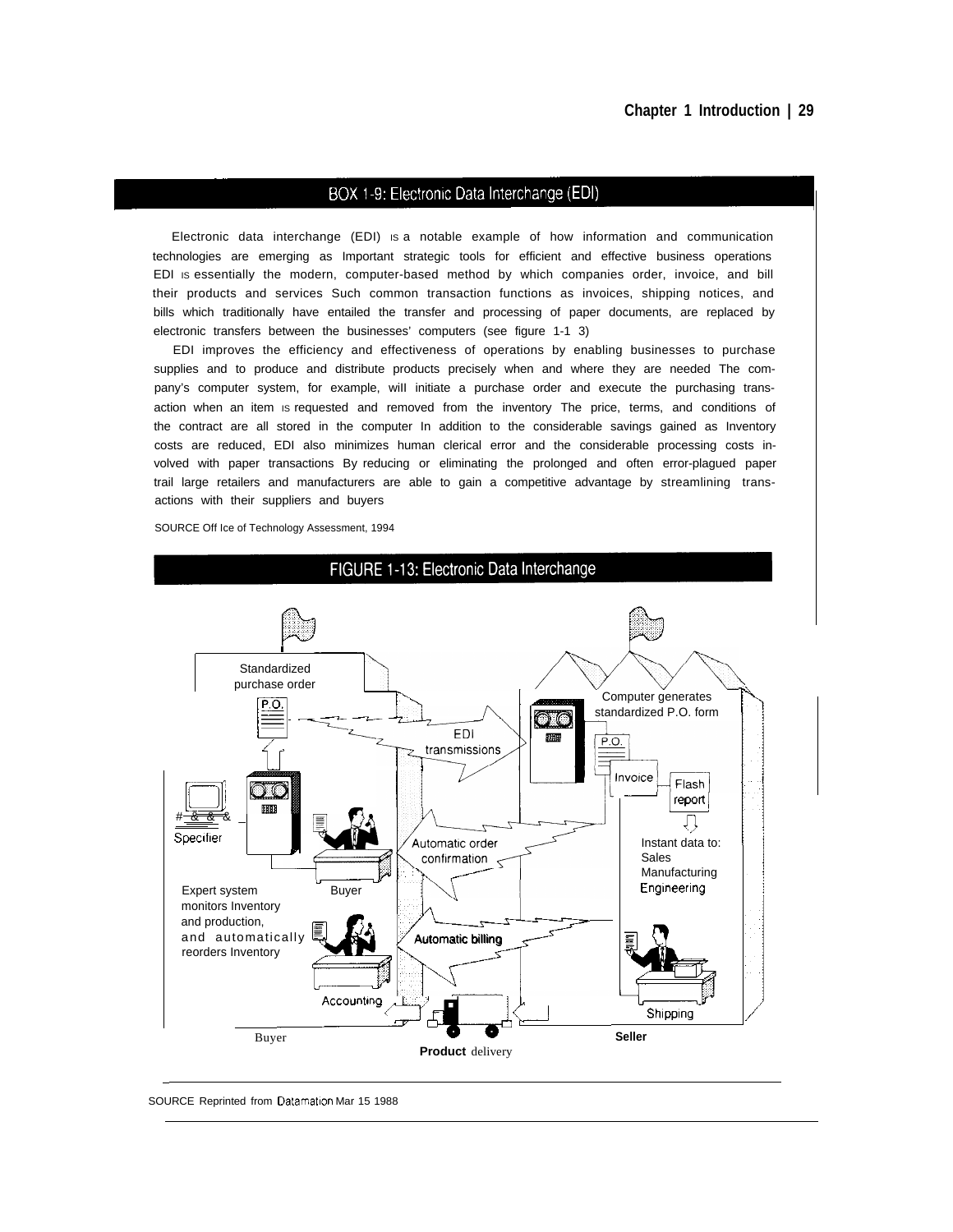## BOX 1-9: Electronic Data Interchange (EDI)

Electronic data interchange (EDI) is a notable example of how information and communication technologies are emerging as Important strategic tools for efficient and effective business operations EDI is essentially the modern, computer-based method by which companies order, invoice, and bill their products and services Such common transaction functions as invoices, shipping notices, and bills which traditionally have entailed the transfer and processing of paper documents, are replaced by electronic transfers between the businesses' computers (see figure 1-1 3)

EDI improves the efficiency and effectiveness of operations by enabling businesses to purchase supplies and to produce and distribute products precisely when and where they are needed The company's computer system, for example, wiIl initiate a purchase order and execute the purchasing transaction when an item is requested and removed from the inventory The price, terms, and conditions of the contract are all stored in the computer In addition to the considerable savings gained as Inventory costs are reduced, EDI also minimizes human clerical error and the considerable processing costs involved with paper transactions By reducing or eliminating the prolonged and often error-plagued paper trail large retailers and manufacturers are able to gain a competitive advantage by streamlining transactions with their suppliers and buyers

SOURCE Off Ice of Technology Assessment, 1994

## FIGURE 1-13: Electronic Data Interchange

Standardized purchase order

P.O.

EDI transmissions

Computer generates standardized P.O. form

P.O.

Invoice

Flash report

Specifier

Automatic order confirmation

Instant data to: Sales Manufacturing Engineering

Expert system monitors Inventory and production, and automatically reorders Inventory

Buyer

Automatic billing

Accounting

Shipping

Buyer

Seller

**Product** delivery

SOURCE Reprinted from Datamation Mar 15 1988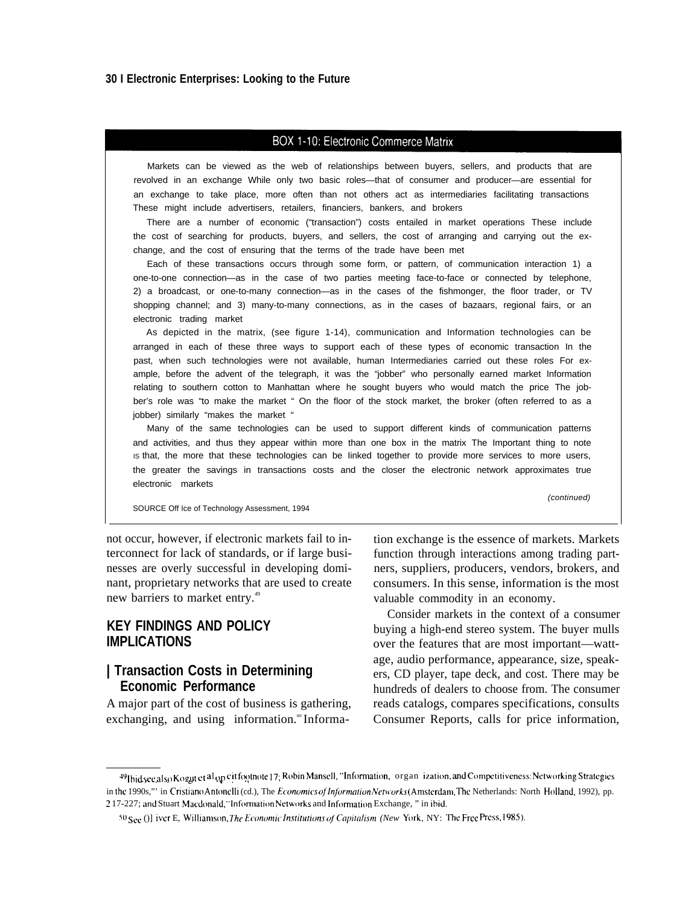## BOX 1-10: Electronic Commerce Matrix

Markets can be viewed as the web of relationships between buyers, sellers, and products that are revolved in an exchange While only two basic roles—that of consumer and producer—are essential for an exchange to take place, more often than not others act as intermediaries facilitating transactions These might include advertisers, retailers, financiers, bankers, and brokers

There are a number of economic ("transaction") costs entailed in market operations These include the cost of searching for products, buyers, and sellers, the cost of arranging and carrying out the exchange, and the cost of ensuring that the terms of the trade have been met

Each of these transactions occurs through some form, or pattern, of communication interaction 1) a one-to-one connection—as in the case of two parties meeting face-to-face or connected by telephone, 2) a broadcast, or one-to-many connection—as in the cases of the fishmonger, the floor trader, or TV shopping channel; and 3) many-to-many connections, as in the cases of bazaars, regional fairs, or an electronic trading market

As depicted in the matrix, (see figure 1-14), communication and Information technologies can be arranged in each of these three ways to support each of these types of economic transaction In the past, when such technologies were not available, human Intermediaries carried out these roles For example, before the advent of the telegraph, it was the "jobber" who personally earned market Information relating to southern cotton to Manhattan where he sought buyers who would match the price The jobber's role was "to make the market " On the floor of the stock market, the broker (often referred to as a jobber) similarly "makes the market "

Many of the same technologies can be used to support different kinds of communication patterns and activities, and thus they appear within more than one box in the matrix The Important thing to note IS that, the more that these technologies can be linked together to provide more services to more users, the greater the savings in transactions costs and the closer the electronic network approximates true electronic markets

*(continued)*

SOURCE Off Ice of Technology Assessment, 1994

not occur, however, if electronic markets fail to interconnect for lack of standards, or if large businesses are overly successful in developing dominant, proprietary networks that are used to create new barriers to market entry.[49]

## KEY FINDINGS AND POLICY IMPLICATIONS

### Transaction Costs in Determining Economic Performance

A major part of the cost of business is gathering, exchanging, and using information.[50] Information exchange is the essence of markets. Markets function through interactions among trading partners, suppliers, producers, vendors, brokers, and consumers. In this sense, information is the most valuable commodity in an economy.

Consider markets in the context of a consumer buying a high-end stereo system. The buyer mulls over the features that are most important—wattage, audio performance, appearance, size, speakers, CD player, tape deck, and cost. There may be hundreds of dealers to choose from. The consumer reads catalogs, compares specifications, consults Consumer Reports, calls for price information,

---

[49] Ibid; see also Kogut et al op cit footnote 17; Robin Mansell, "Information, organ ization, and Competitiveness: Networking Strategies in the 1990s,"' in Cristiano Antonelli (cd.), The *Economics of Information Networks* (Amsterdam, The Netherlands: North Holland, 1992), pp. 2 17-227; and Stuart Macdonald, "Information Networks and Information Exchange, " in ibid.

[50] See Oliver E, Williamson, *The Economic Institutions of Capitalism* (New York, NY: The Free Press, 1985).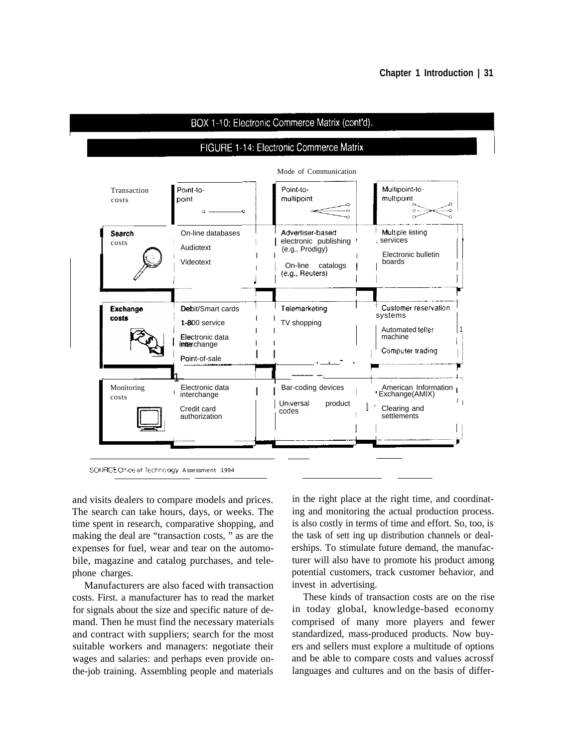BOX 1-10: Electronic Commerce Matrix (cont'd).

FIGURE 1-14: Electronic Commerce Matrix

| Transaction costs | Mode of Communication: Point-to-point | Point-to-multipoint | Multipoint-to-multipoint |
|---|---|---|---|
| **Search** costs | On-line databases<br>Audiotext<br>Videotext | Advertiser-based electronic publishing (e.g., Prodigy)<br>On-line catalogs (e.g., Reuters) | Multiple listing services<br>Electronic bulletin boards |
| **Exchange costs** | Debit/Smart cards<br>1-800 service<br>Electronic data interchange<br>Point-of-sale | Telemarketing<br>TV shopping | Customer reservation systems<br>Automated teller machine<br>Computer trading |
| Monitoring costs | Electronic data interchange<br>Credit card authorization | Bar-coding devices<br>Universal product codes | American Information Exchange(AMIX)<br>Clearing and settlements |

SOURCE: Office of Technology Assessment 1994

and visits dealers to compare models and prices. The search can take hours, days, or weeks. The time spent in research, comparative shopping, and making the deal are "transaction costs, " as are the expenses for fuel, wear and tear on the automobile, magazine and catalog purchases, and telephone charges.

Manufacturers are also faced with transaction costs. First. a manufacturer has to read the market for signals about the size and specific nature of demand. Then he must find the necessary materials and contract with suppliers; search for the most suitable workers and managers: negotiate their wages and salaries: and perhaps even provide on-the-job training. Assembling people and materials in the right place at the right time, and coordinating and monitoring the actual production process. is also costly in terms of time and effort. So, too, is the task of sett ing up distribution channels or dealerships. To stimulate future demand, the manufacturer will also have to promote his product among potential customers, track customer behavior, and invest in advertising.

These kinds of transaction costs are on the rise in today global, knowledge-based economy comprised of many more players and fewer standardized, mass-produced products. Now buyers and sellers must explore a multitude of options and be able to compare costs and values acrossf languages and cultures and on the basis of differ-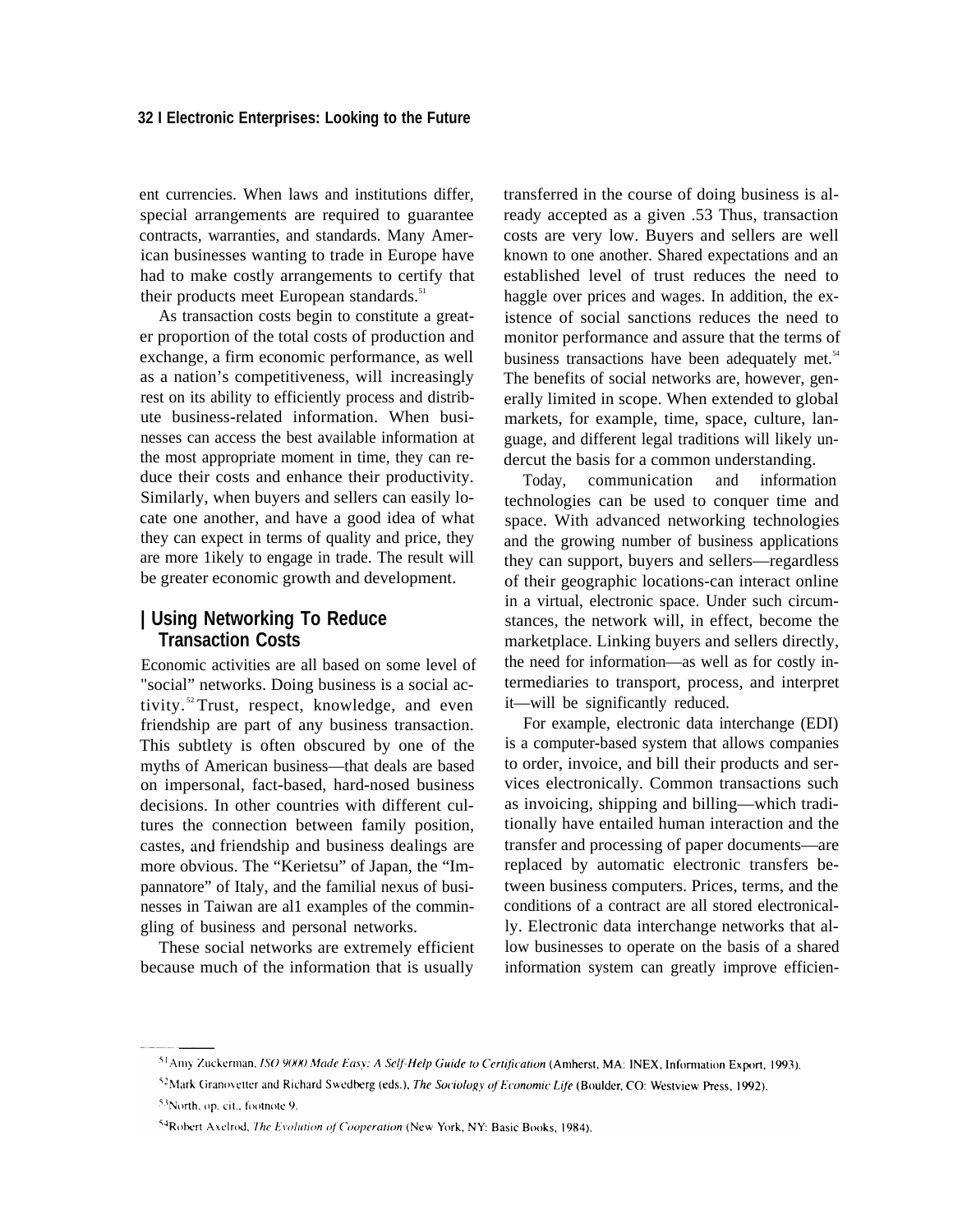ent currencies. When laws and institutions differ, special arrangements are required to guarantee contracts, warranties, and standards. Many American businesses wanting to trade in Europe have had to make costly arrangements to certify that their products meet European standards.[51]

As transaction costs begin to constitute a greater proportion of the total costs of production and exchange, a firm economic performance, as well as a nation's competitiveness, will increasingly rest on its ability to efficiently process and distribute business-related information. When businesses can access the best available information at the most appropriate moment in time, they can reduce their costs and enhance their productivity. Similarly, when buyers and sellers can easily locate one another, and have a good idea of what they can expect in terms of quality and price, they are more 1ikely to engage in trade. The result will be greater economic growth and development.

## Using Networking To Reduce Transaction Costs

Economic activities are all based on some level of "social" networks. Doing business is a social activity.[52] Trust, respect, knowledge, and even friendship are part of any business transaction. This subtlety is often obscured by one of the myths of American business—that deals are based on impersonal, fact-based, hard-nosed business decisions. In other countries with different cultures the connection between family position, castes, and friendship and business dealings are more obvious. The "Kerietsu" of Japan, the "Impannatore" of Italy, and the familial nexus of businesses in Taiwan are al1 examples of the commingling of business and personal networks.

These social networks are extremely efficient because much of the information that is usually transferred in the course of doing business is already accepted as a given .53 Thus, transaction costs are very low. Buyers and sellers are well known to one another. Shared expectations and an established level of trust reduces the need to haggle over prices and wages. In addition, the existence of social sanctions reduces the need to monitor performance and assure that the terms of business transactions have been adequately met.[54] The benefits of social networks are, however, generally limited in scope. When extended to global markets, for example, time, space, culture, language, and different legal traditions will likely undercut the basis for a common understanding.

Today, communication and information technologies can be used to conquer time and space. With advanced networking technologies and the growing number of business applications they can support, buyers and sellers—regardless of their geographic locations-can interact online in a virtual, electronic space. Under such circumstances, the network will, in effect, become the marketplace. Linking buyers and sellers directly, the need for information—as well as for costly intermediaries to transport, process, and interpret it—will be significantly reduced.

For example, electronic data interchange (EDI) is a computer-based system that allows companies to order, invoice, and bill their products and services electronically. Common transactions such as invoicing, shipping and billing—which traditionally have entailed human interaction and the transfer and processing of paper documents—are replaced by automatic electronic transfers between business computers. Prices, terms, and the conditions of a contract are all stored electronically. Electronic data interchange networks that allow businesses to operate on the basis of a shared information system can greatly improve efficien-

---

[51] Amy Zuckerman, *ISO 9000 Made Easy: A Self-Help Guide to Certification* (Amherst, MA: INEX, Information Export, 1993).

[52] Mark Granovetter and Richard Swedberg (eds.), *The Sociology of Economic Life* (Boulder, CO: Westview Press, 1992).

[53] North, op. cit., footnote 9.

[54] Robert Axelrod, *The Evolution of Cooperation* (New York, NY: Basic Books, 1984).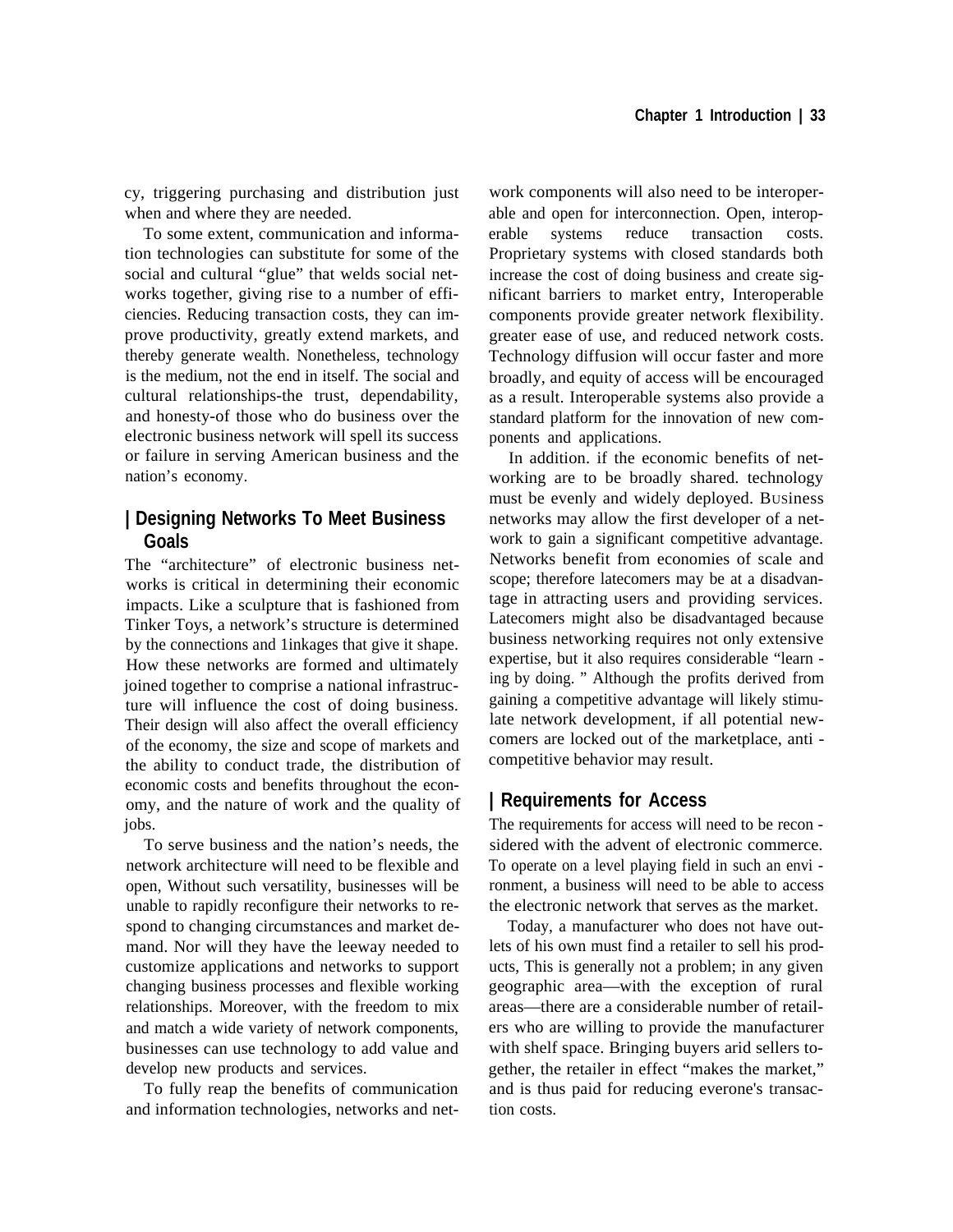cy, triggering purchasing and distribution just when and where they are needed.

To some extent, communication and information technologies can substitute for some of the social and cultural "glue" that welds social networks together, giving rise to a number of efficiencies. Reducing transaction costs, they can improve productivity, greatly extend markets, and thereby generate wealth. Nonetheless, technology is the medium, not the end in itself. The social and cultural relationships-the trust, dependability, and honesty-of those who do business over the electronic business network will spell its success or failure in serving American business and the nation's economy.

## Designing Networks To Meet Business Goals

The "architecture" of electronic business networks is critical in determining their economic impacts. Like a sculpture that is fashioned from Tinker Toys, a network's structure is determined by the connections and 1inkages that give it shape. How these networks are formed and ultimately joined together to comprise a national infrastructure will influence the cost of doing business. Their design will also affect the overall efficiency of the economy, the size and scope of markets and the ability to conduct trade, the distribution of economic costs and benefits throughout the economy, and the nature of work and the quality of jobs.

To serve business and the nation's needs, the network architecture will need to be flexible and open, Without such versatility, businesses will be unable to rapidly reconfigure their networks to respond to changing circumstances and market demand. Nor will they have the leeway needed to customize applications and networks to support changing business processes and flexible working relationships. Moreover, with the freedom to mix and match a wide variety of network components, businesses can use technology to add value and develop new products and services.

To fully reap the benefits of communication and information technologies, networks and network components will also need to be interoperable and open for interconnection. Open, interoperable systems reduce transaction costs. Proprietary systems with closed standards both increase the cost of doing business and create significant barriers to market entry, Interoperable components provide greater network flexibility. greater ease of use, and reduced network costs. Technology diffusion will occur faster and more broadly, and equity of access will be encouraged as a result. Interoperable systems also provide a standard platform for the innovation of new components and applications.

In addition. if the economic benefits of networking are to be broadly shared. technology must be evenly and widely deployed. Business networks may allow the first developer of a network to gain a significant competitive advantage. Networks benefit from economies of scale and scope; therefore latecomers may be at a disadvantage in attracting users and providing services. Latecomers might also be disadvantaged because business networking requires not only extensive expertise, but it also requires considerable "learning by doing." Although the profits derived from gaining a competitive advantage will likely stimulate network development, if all potential newcomers are locked out of the marketplace, anti-competitive behavior may result.

## Requirements for Access

The requirements for access will need to be reconsidered with the advent of electronic commerce. To operate on a level playing field in such an environment, a business will need to be able to access the electronic network that serves as the market.

Today, a manufacturer who does not have outlets of his own must find a retailer to sell his products, This is generally not a problem; in any given geographic area—with the exception of rural areas—there are a considerable number of retailers who are willing to provide the manufacturer with shelf space. Bringing buyers arid sellers together, the retailer in effect "makes the market," and is thus paid for reducing everone's transaction costs.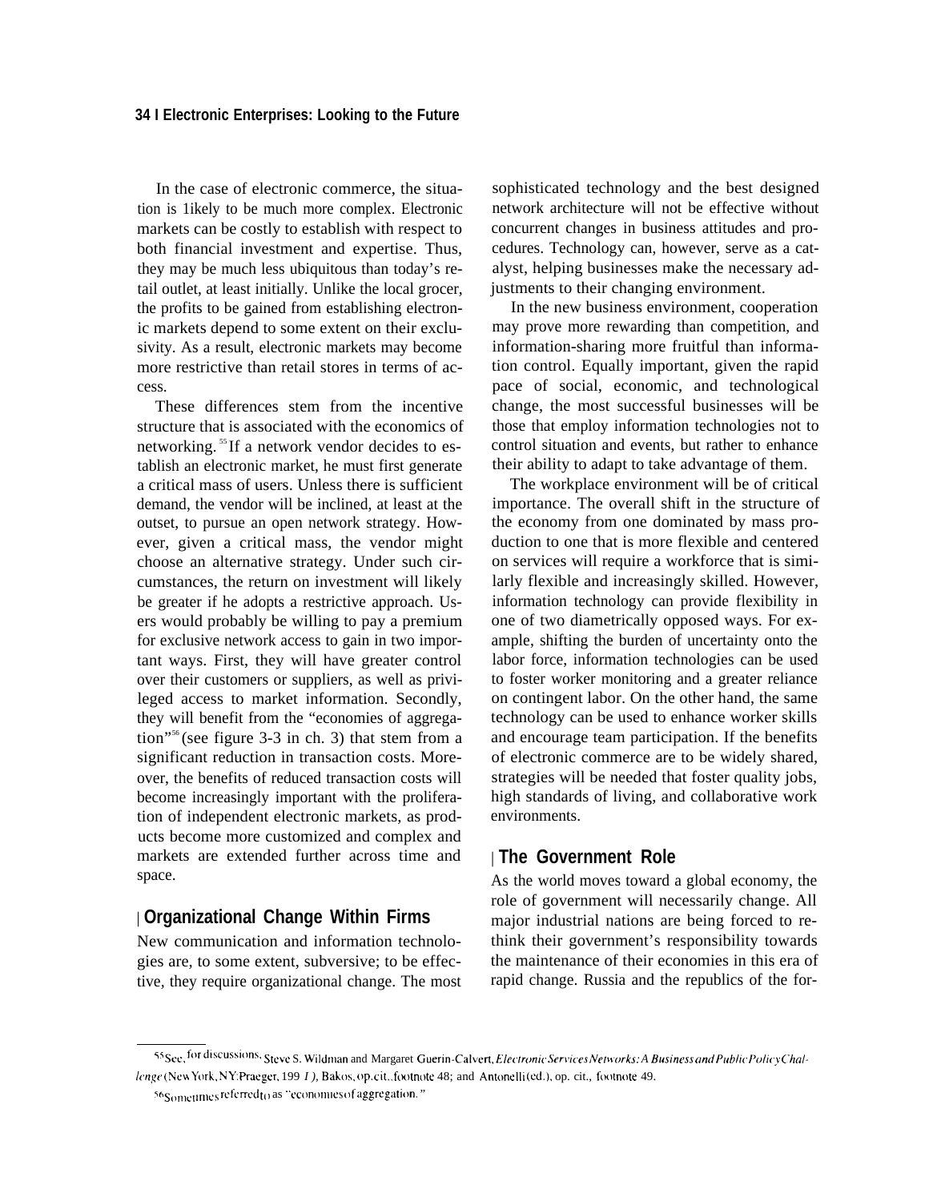In the case of electronic commerce, the situation is likely to be much more complex. Electronic markets can be costly to establish with respect to both financial investment and expertise. Thus, they may be much less ubiquitous than today's retail outlet, at least initially. Unlike the local grocer, the profits to be gained from establishing electronic markets depend to some extent on their exclusivity. As a result, electronic markets may become more restrictive than retail stores in terms of access.

These differences stem from the incentive structure that is associated with the economics of networking.[55] If a network vendor decides to establish an electronic market, he must first generate a critical mass of users. Unless there is sufficient demand, the vendor will be inclined, at least at the outset, to pursue an open network strategy. However, given a critical mass, the vendor might choose an alternative strategy. Under such circumstances, the return on investment will likely be greater if he adopts a restrictive approach. Users would probably be willing to pay a premium for exclusive network access to gain in two important ways. First, they will have greater control over their customers or suppliers, as well as privileged access to market information. Secondly, they will benefit from the "economies of aggregation"[56] (see figure 3-3 in ch. 3) that stem from a significant reduction in transaction costs. Moreover, the benefits of reduced transaction costs will become increasingly important with the proliferation of independent electronic markets, as products become more customized and complex and markets are extended further across time and space.

## Organizational Change Within Firms

New communication and information technologies are, to some extent, subversive; to be effective, they require organizational change. The most sophisticated technology and the best designed network architecture will not be effective without concurrent changes in business attitudes and procedures. Technology can, however, serve as a catalyst, helping businesses make the necessary adjustments to their changing environment.

In the new business environment, cooperation may prove more rewarding than competition, and information-sharing more fruitful than information control. Equally important, given the rapid pace of social, economic, and technological change, the most successful businesses will be those that employ information technologies not to control situation and events, but rather to enhance their ability to adapt to take advantage of them.

The workplace environment will be of critical importance. The overall shift in the structure of the economy from one dominated by mass production to one that is more flexible and centered on services will require a workforce that is similarly flexible and increasingly skilled. However, information technology can provide flexibility in one of two diametrically opposed ways. For example, shifting the burden of uncertainty onto the labor force, information technologies can be used to foster worker monitoring and a greater reliance on contingent labor. On the other hand, the same technology can be used to enhance worker skills and encourage team participation. If the benefits of electronic commerce are to be widely shared, strategies will be needed that foster quality jobs, high standards of living, and collaborative work environments.

## The Government Role

As the world moves toward a global economy, the role of government will necessarily change. All major industrial nations are being forced to rethink their government's responsibility towards the maintenance of their economies in this era of rapid change. Russia and the republics of the for-

---

[55] See, for discussions, Steve S. Wildman and Margaret Guerin-Calvert, *Electronic Services Networks: A Business and Public Policy Challenge* (New York, NY: Praeger, 1991), Bakos, op. cit., footnote 48; and Antonelli (ed.), op. cit., footnote 49.

[56] Sometimes referred to as "economies of aggregation."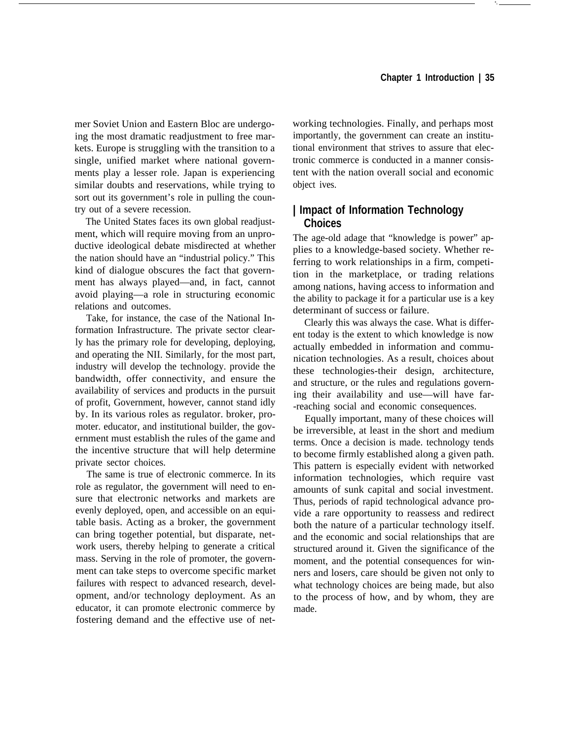mer Soviet Union and Eastern Bloc are undergoing the most dramatic readjustment to free markets. Europe is struggling with the transition to a single, unified market where national governments play a lesser role. Japan is experiencing similar doubts and reservations, while trying to sort out its government's role in pulling the country out of a severe recession.

The United States faces its own global readjustment, which will require moving from an unproductive ideological debate misdirected at whether the nation should have an "industrial policy." This kind of dialogue obscures the fact that government has always played—and, in fact, cannot avoid playing—a role in structuring economic relations and outcomes.

Take, for instance, the case of the National Information Infrastructure. The private sector clearly has the primary role for developing, deploying, and operating the NII. Similarly, for the most part, industry will develop the technology. provide the bandwidth, offer connectivity, and ensure the availability of services and products in the pursuit of profit, Government, however, cannot stand idly by. In its various roles as regulator. broker, promoter. educator, and institutional builder, the government must establish the rules of the game and the incentive structure that will help determine private sector choices.

The same is true of electronic commerce. In its role as regulator, the government will need to ensure that electronic networks and markets are evenly deployed, open, and accessible on an equitable basis. Acting as a broker, the government can bring together potential, but disparate, network users, thereby helping to generate a critical mass. Serving in the role of promoter, the government can take steps to overcome specific market failures with respect to advanced research, development, and/or technology deployment. As an educator, it can promote electronic commerce by fostering demand and the effective use of networking technologies. Finally, and perhaps most importantly, the government can create an institutional environment that strives to assure that electronic commerce is conducted in a manner consistent with the nation overall social and economic object ives.

## Impact of Information Technology Choices

The age-old adage that "knowledge is power" applies to a knowledge-based society. Whether referring to work relationships in a firm, competition in the marketplace, or trading relations among nations, having access to information and the ability to package it for a particular use is a key determinant of success or failure.

Clearly this was always the case. What is different today is the extent to which knowledge is now actually embedded in information and communication technologies. As a result, choices about these technologies-their design, architecture, and structure, or the rules and regulations governing their availability and use—will have far-reaching social and economic consequences.

Equally important, many of these choices will be irreversible, at least in the short and medium terms. Once a decision is made. technology tends to become firmly established along a given path. This pattern is especially evident with networked information technologies, which require vast amounts of sunk capital and social investment. Thus, periods of rapid technological advance provide a rare opportunity to reassess and redirect both the nature of a particular technology itself. and the economic and social relationships that are structured around it. Given the significance of the moment, and the potential consequences for winners and losers, care should be given not only to what technology choices are being made, but also to the process of how, and by whom, they are made.